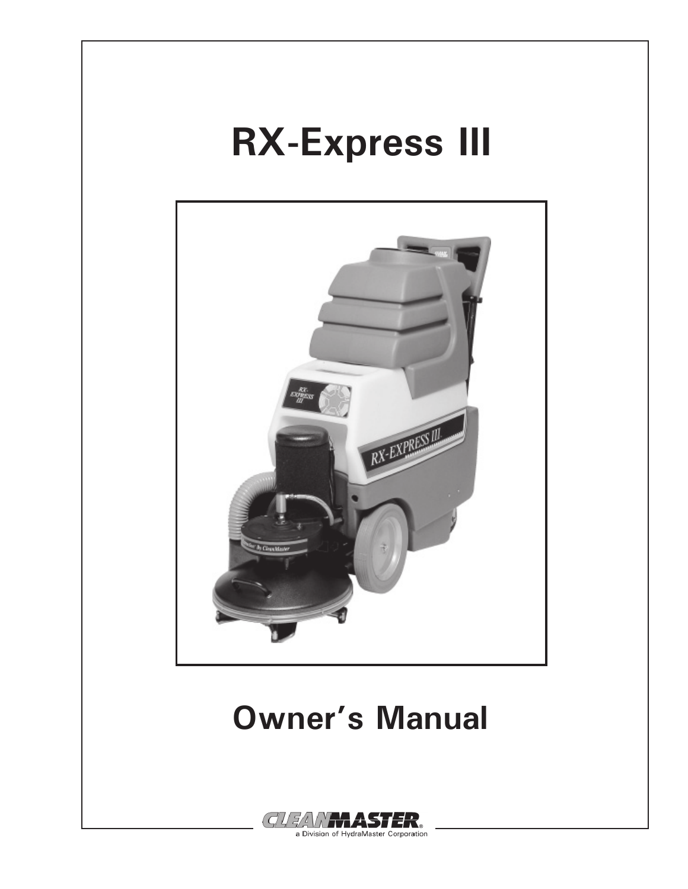# RX-Express III

# Owner's Manual

CLEANMASTER®
a Division of HydraMaster Corporation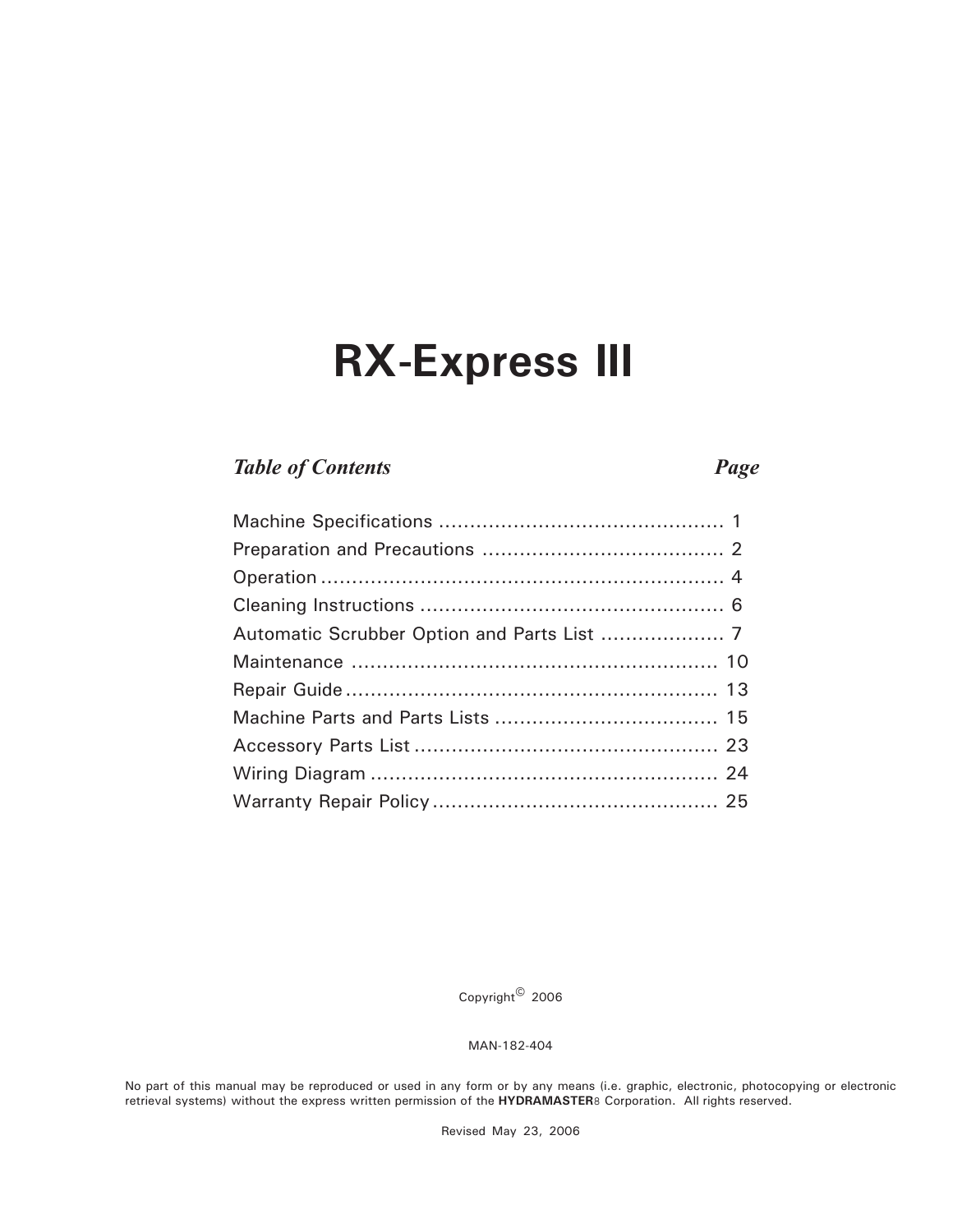# RX-Express III

| *Table of Contents* | *Page* |
|---|---|
| Machine Specifications | 1 |
| Preparation and Precautions | 2 |
| Operation | 4 |
| Cleaning Instructions | 6 |
| Automatic Scrubber Option and Parts List | 7 |
| Maintenance | 10 |
| Repair Guide | 13 |
| Machine Parts and Parts Lists | 15 |
| Accessory Parts List | 23 |
| Wiring Diagram | 24 |
| Warranty Repair Policy | 25 |

Copyright© 2006

MAN-182-404

No part of this manual may be reproduced or used in any form or by any means (i.e. graphic, electronic, photocopying or electronic retrieval systems) without the express written permission of the **HYDRAMASTER**® Corporation. All rights reserved.

Revised May 23, 2006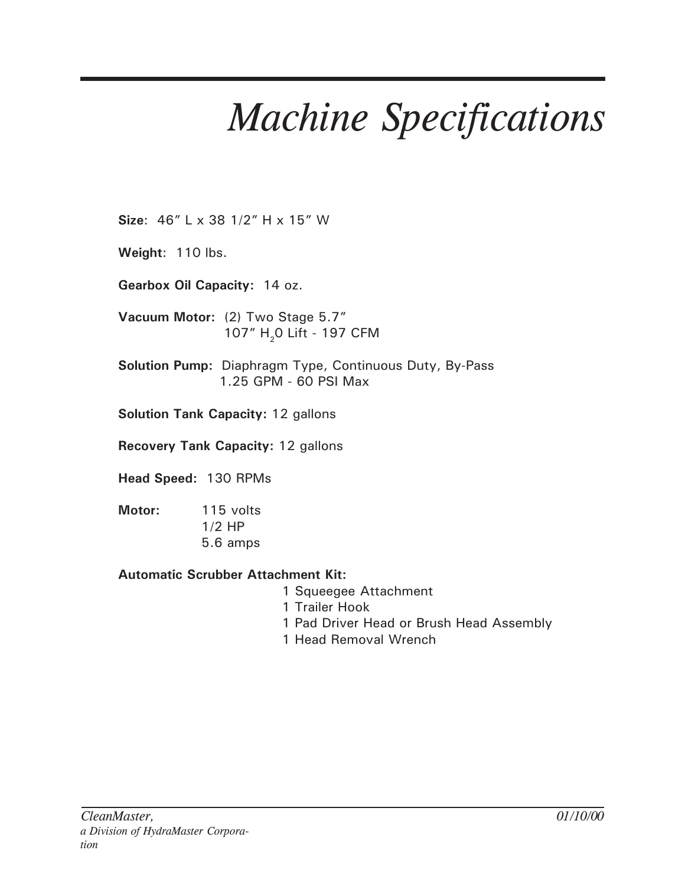# *Machine Specifications*

**Size**: 46″ L x 38 1/2″ H x 15″ W

**Weight**: 110 lbs.

**Gearbox Oil Capacity:** 14 oz.

**Vacuum Motor:** (2) Two Stage 5.7″
107″ $H_2$0 Lift - 197 CFM

**Solution Pump:** Diaphragm Type, Continuous Duty, By-Pass
1.25 GPM - 60 PSI Max

**Solution Tank Capacity:** 12 gallons

**Recovery Tank Capacity:** 12 gallons

**Head Speed:** 130 RPMs

**Motor:** 115 volts
1/2 HP
5.6 amps

**Automatic Scrubber Attachment Kit:**

- 1 Squeegee Attachment
- 1 Trailer Hook
- 1 Pad Driver Head or Brush Head Assembly
- 1 Head Removal Wrench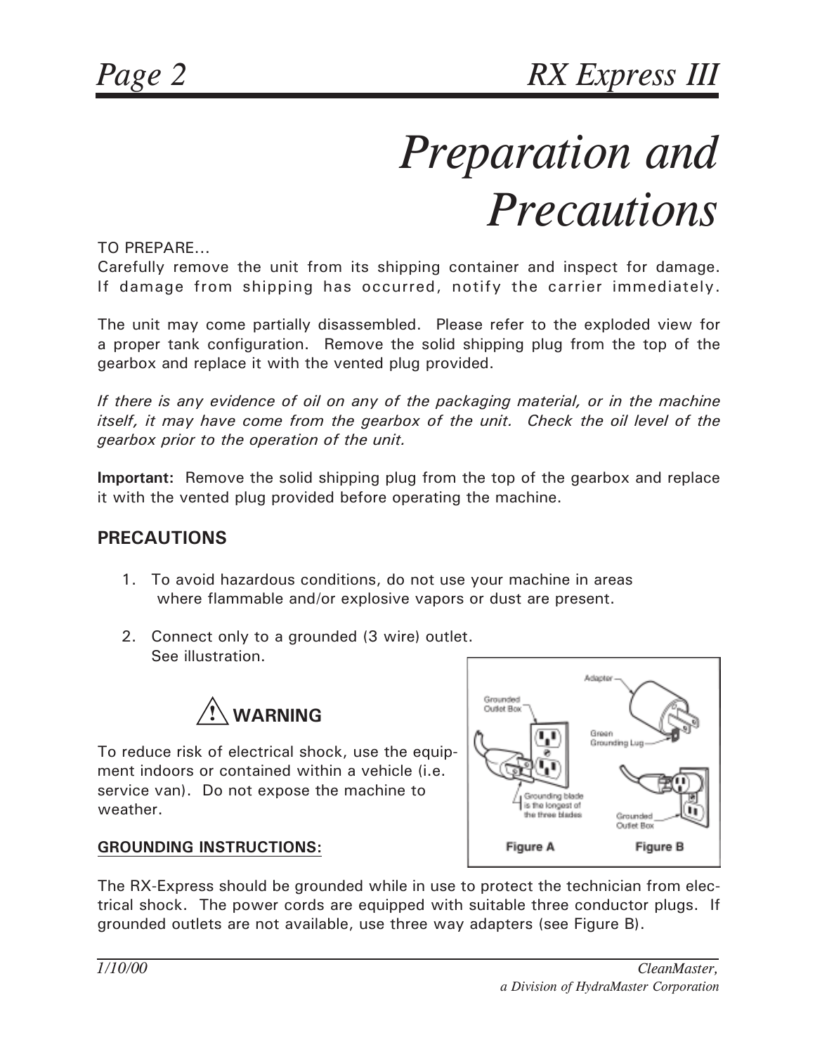# Preparation and Precautions

TO PREPARE...
Carefully remove the unit from its shipping container and inspect for damage. If damage from shipping has occurred, notify the carrier immediately.

The unit may come partially disassembled. Please refer to the exploded view for a proper tank configuration. Remove the solid shipping plug from the top of the gearbox and replace it with the vented plug provided.

*If there is any evidence of oil on any of the packaging material, or in the machine itself, it may have come from the gearbox of the unit. Check the oil level of the gearbox prior to the operation of the unit.*

**Important:** Remove the solid shipping plug from the top of the gearbox and replace it with the vented plug provided before operating the machine.

## PRECAUTIONS

1. To avoid hazardous conditions, do not use your machine in areas where flammable and/or explosive vapors or dust are present.

2. Connect only to a grounded (3 wire) outlet. See illustration.

### ⚠ WARNING

To reduce risk of electrical shock, use the equipment indoors or contained within a vehicle (i.e. service van). Do not expose the machine to weather.

Grounded Outlet Box — Grounding blade is the longest of the three blades — Adapter — Green Grounding Lug — Grounded Outlet Box

Figure A    Figure B

**GROUNDING INSTRUCTIONS:**

The RX-Express should be grounded while in use to protect the technician from electrical shock. The power cords are equipped with suitable three conductor plugs. If grounded outlets are not available, use three way adapters (see Figure B).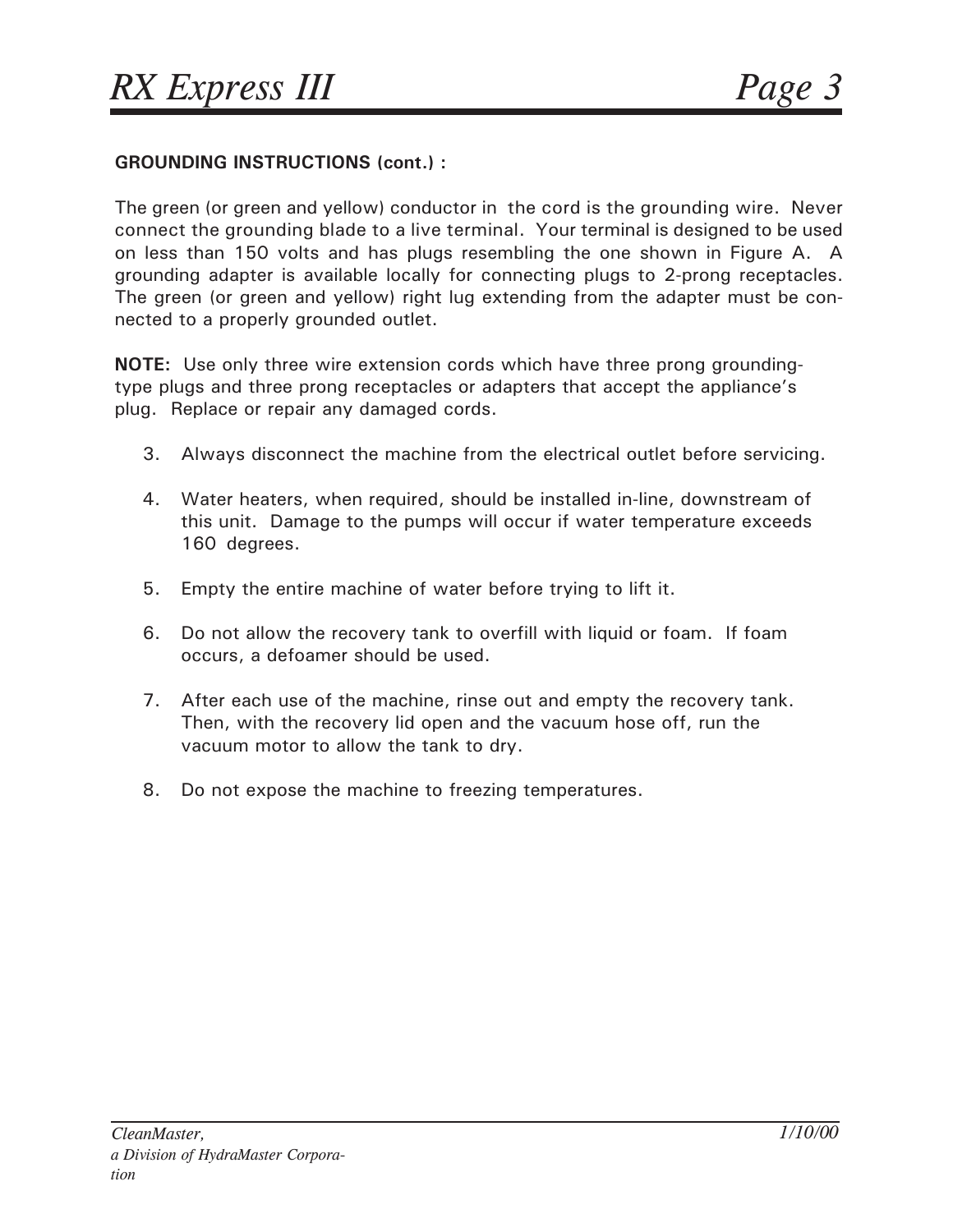**GROUNDING INSTRUCTIONS (cont.) :**

The green (or green and yellow) conductor in the cord is the grounding wire. Never connect the grounding blade to a live terminal. Your terminal is designed to be used on less than 150 volts and has plugs resembling the one shown in Figure A. A grounding adapter is available locally for connecting plugs to 2-prong receptacles. The green (or green and yellow) right lug extending from the adapter must be connected to a properly grounded outlet.

**NOTE:** Use only three wire extension cords which have three prong grounding-type plugs and three prong receptacles or adapters that accept the appliance's plug. Replace or repair any damaged cords.

3. Always disconnect the machine from the electrical outlet before servicing.
4. Water heaters, when required, should be installed in-line, downstream of this unit. Damage to the pumps will occur if water temperature exceeds 160 degrees.
5. Empty the entire machine of water before trying to lift it.
6. Do not allow the recovery tank to overfill with liquid or foam. If foam occurs, a defoamer should be used.
7. After each use of the machine, rinse out and empty the recovery tank. Then, with the recovery lid open and the vacuum hose off, run the vacuum motor to allow the tank to dry.
8. Do not expose the machine to freezing temperatures.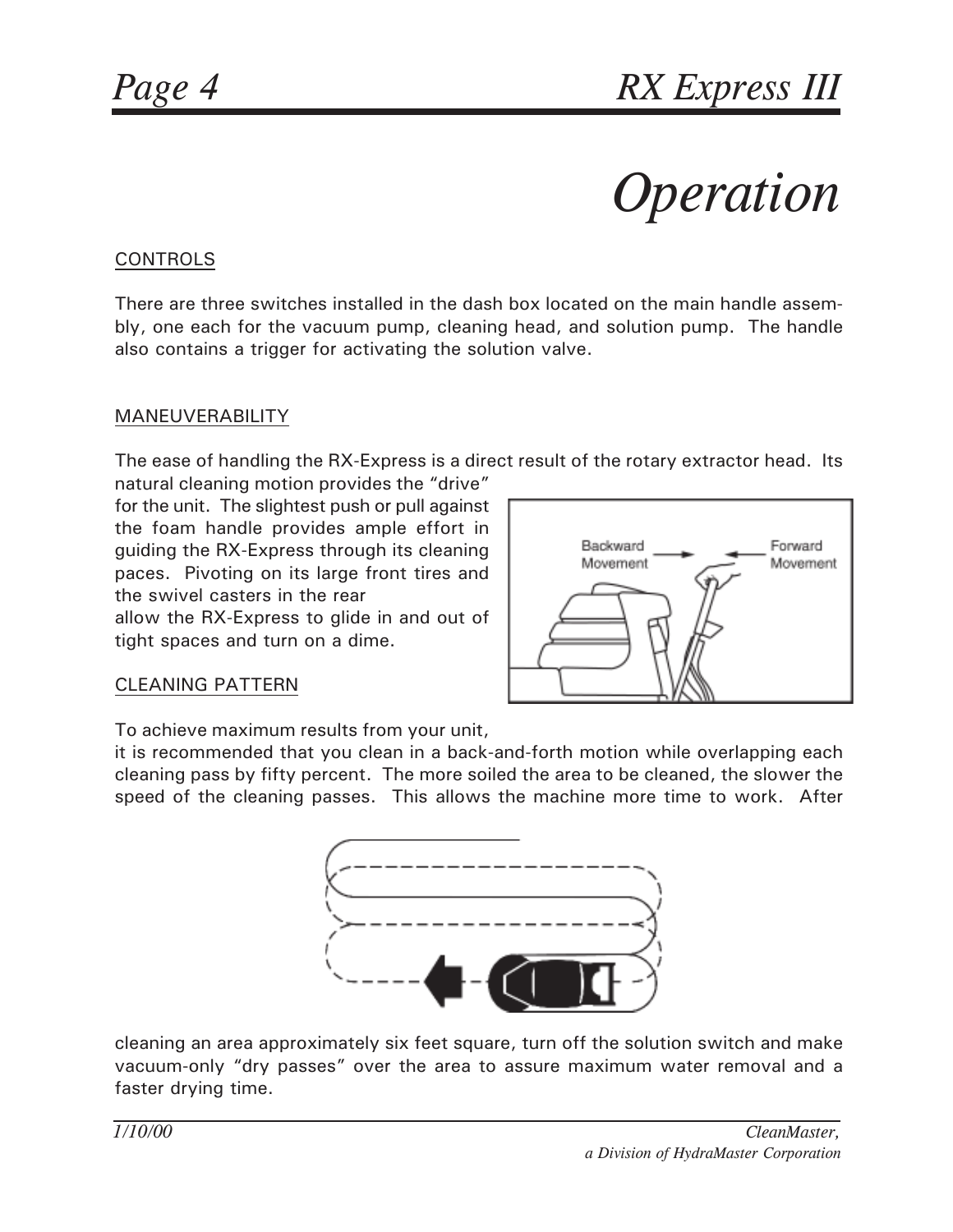# Operation

CONTROLS

There are three switches installed in the dash box located on the main handle assembly, one each for the vacuum pump, cleaning head, and solution pump. The handle also contains a trigger for activating the solution valve.

MANEUVERABILITY

The ease of handling the RX-Express is a direct result of the rotary extractor head. Its natural cleaning motion provides the "drive" for the unit. The slightest push or pull against the foam handle provides ample effort in guiding the RX-Express through its cleaning paces. Pivoting on its large front tires and the swivel casters in the rear allow the RX-Express to glide in and out of tight spaces and turn on a dime.

CLEANING PATTERN

To achieve maximum results from your unit, it is recommended that you clean in a back-and-forth motion while overlapping each cleaning pass by fifty percent. The more soiled the area to be cleaned, the slower the speed of the cleaning passes. This allows the machine more time to work. After cleaning an area approximately six feet square, turn off the solution switch and make vacuum-only "dry passes" over the area to assure maximum water removal and a faster drying time.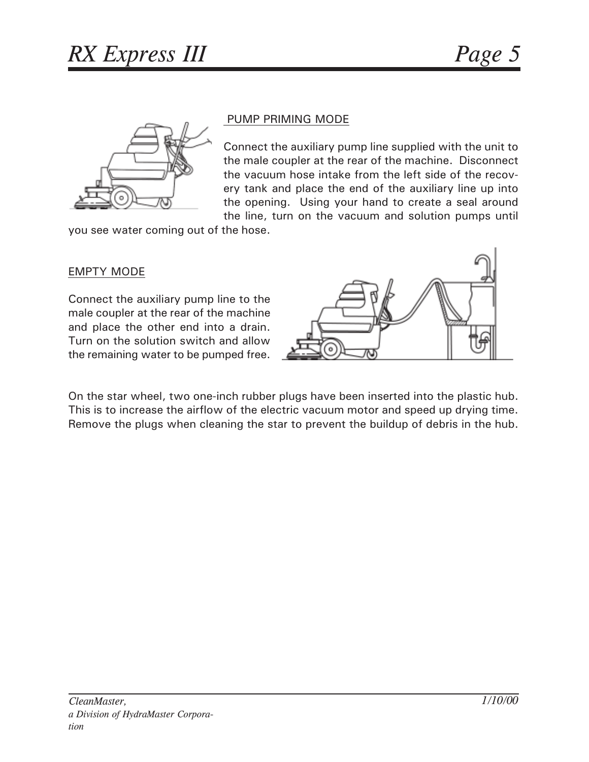PUMP PRIMING MODE

Connect the auxiliary pump line supplied with the unit to the male coupler at the rear of the machine. Disconnect the vacuum hose intake from the left side of the recovery tank and place the end of the auxiliary line up into the opening. Using your hand to create a seal around the line, turn on the vacuum and solution pumps until you see water coming out of the hose.

EMPTY MODE

Connect the auxiliary pump line to the male coupler at the rear of the machine and place the other end into a drain. Turn on the solution switch and allow the remaining water to be pumped free.

On the star wheel, two one-inch rubber plugs have been inserted into the plastic hub. This is to increase the airflow of the electric vacuum motor and speed up drying time. Remove the plugs when cleaning the star to prevent the buildup of debris in the hub.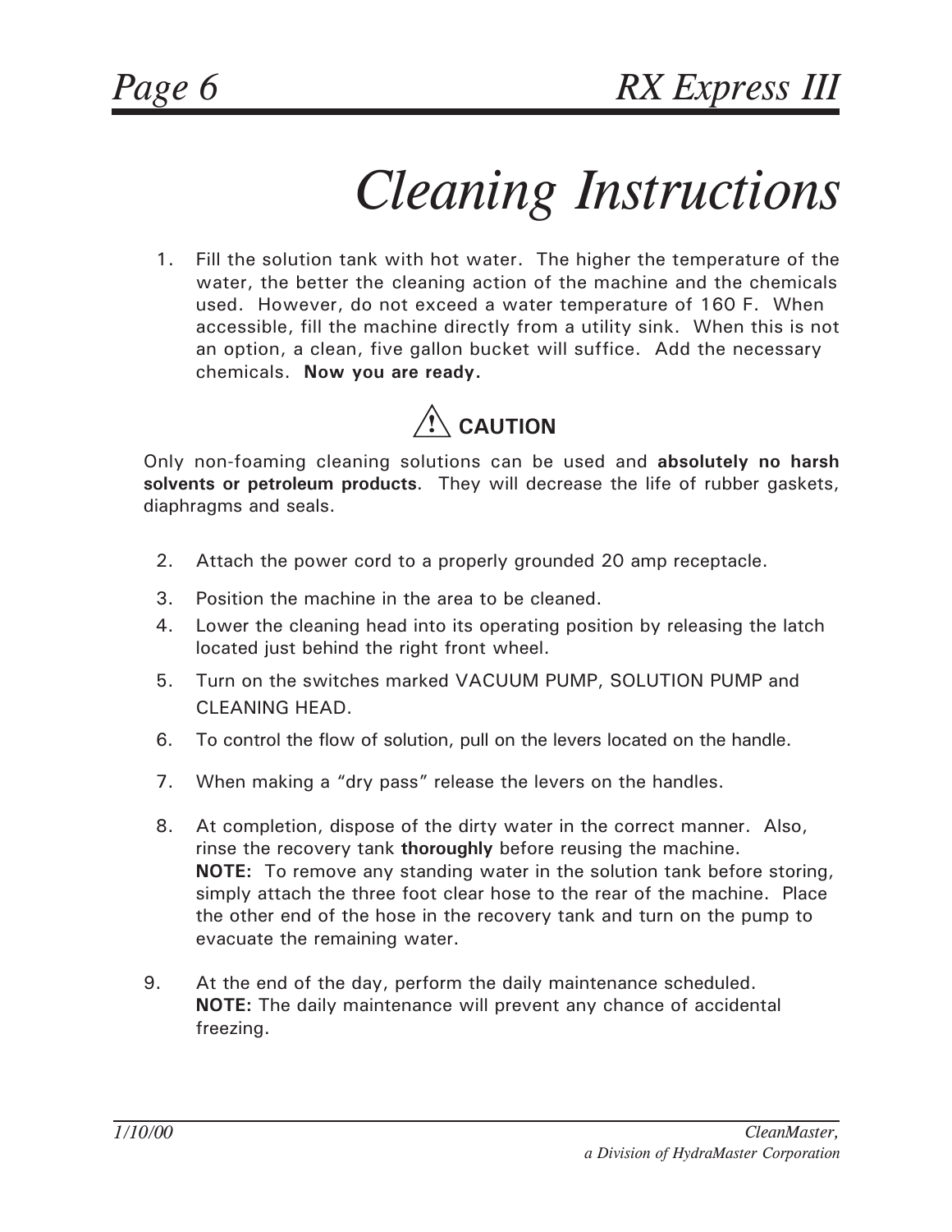# Cleaning Instructions

1. Fill the solution tank with hot water. The higher the temperature of the water, the better the cleaning action of the machine and the chemicals used. However, do not exceed a water temperature of 160 F. When accessible, fill the machine directly from a utility sink. When this is not an option, a clean, five gallon bucket will suffice. Add the necessary chemicals. **Now you are ready.**

**⚠ CAUTION**

Only non-foaming cleaning solutions can be used and **absolutely no harsh solvents or petroleum products**. They will decrease the life of rubber gaskets, diaphragms and seals.

2. Attach the power cord to a properly grounded 20 amp receptacle.
3. Position the machine in the area to be cleaned.
4. Lower the cleaning head into its operating position by releasing the latch located just behind the right front wheel.
5. Turn on the switches marked VACUUM PUMP, SOLUTION PUMP and CLEANING HEAD.
6. To control the flow of solution, pull on the levers located on the handle.
7. When making a "dry pass" release the levers on the handles.
8. At completion, dispose of the dirty water in the correct manner. Also, rinse the recovery tank **thoroughly** before reusing the machine.
   **NOTE:** To remove any standing water in the solution tank before storing, simply attach the three foot clear hose to the rear of the machine. Place the other end of the hose in the recovery tank and turn on the pump to evacuate the remaining water.
9. At the end of the day, perform the daily maintenance scheduled.
   **NOTE:** The daily maintenance will prevent any chance of accidental freezing.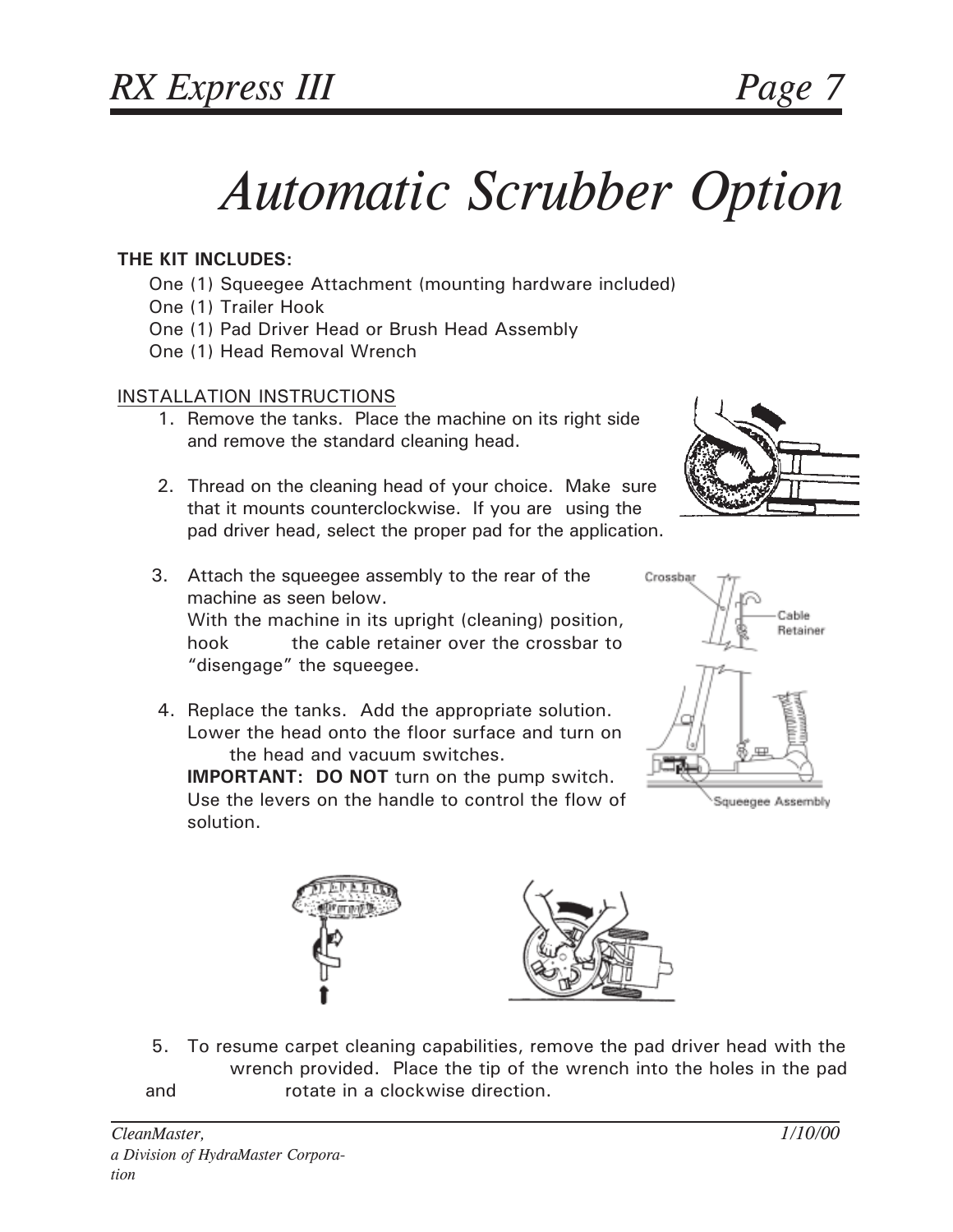# Automatic Scrubber Option

**THE KIT INCLUDES:**

One (1) Squeegee Attachment (mounting hardware included)
One (1) Trailer Hook
One (1) Pad Driver Head or Brush Head Assembly
One (1) Head Removal Wrench

INSTALLATION INSTRUCTIONS

1. Remove the tanks. Place the machine on its right side and remove the standard cleaning head.

2. Thread on the cleaning head of your choice. Make sure that it mounts counterclockwise. If you are using the pad driver head, select the proper pad for the application.

3. Attach the squeegee assembly to the rear of the machine as seen below.
   With the machine in its upright (cleaning) position, hook the cable retainer over the crossbar to "disengage" the squeegee.

4. Replace the tanks. Add the appropriate solution. Lower the head onto the floor surface and turn on the head and vacuum switches.
   **IMPORTANT: DO NOT** turn on the pump switch. Use the levers on the handle to control the flow of solution.

Crossbar
Cable Retainer
Squeegee Assembly

5. To resume carpet cleaning capabilities, remove the pad driver head with the wrench provided. Place the tip of the wrench into the holes in the pad and rotate in a clockwise direction.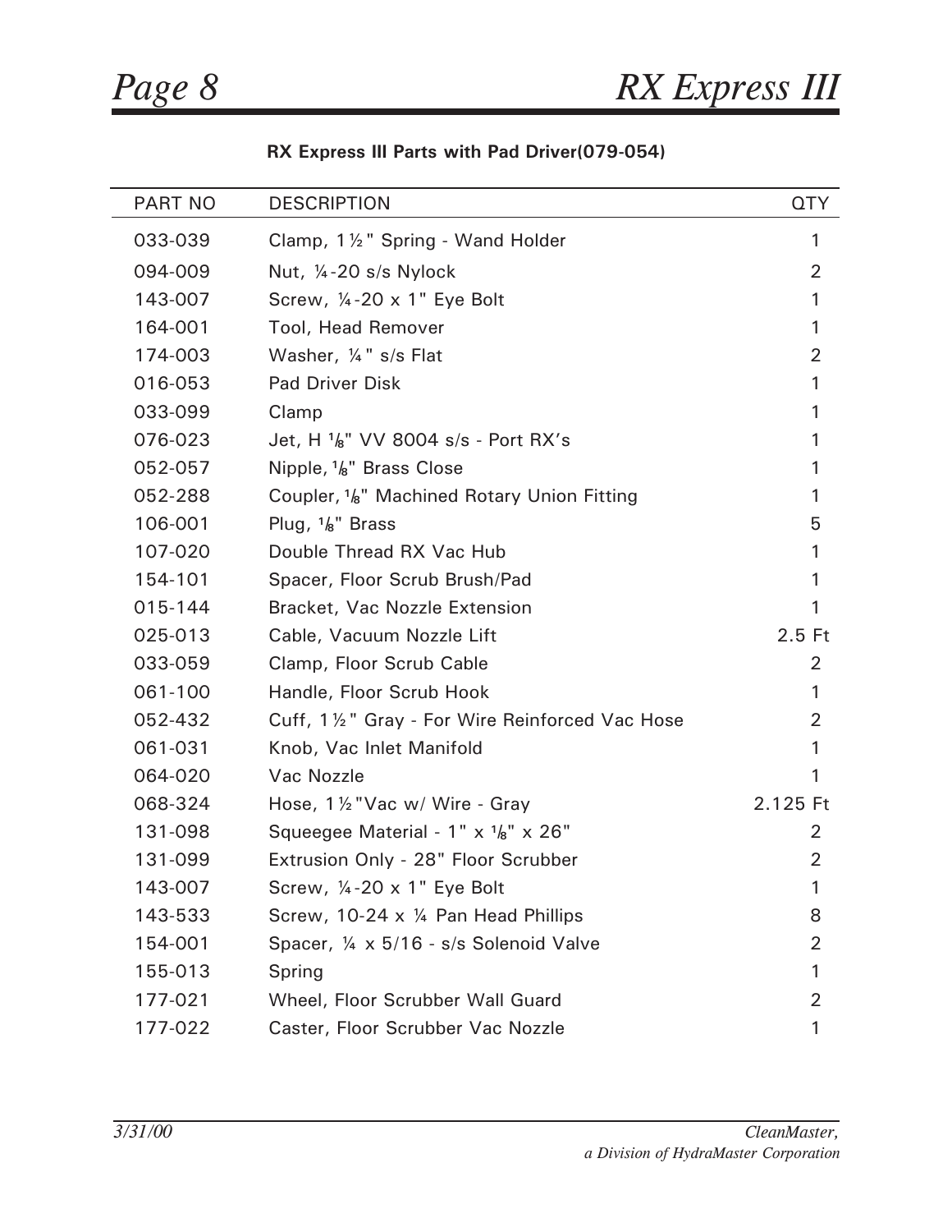**RX Express III Parts with Pad Driver(079-054)**

| PART NO | DESCRIPTION | QTY |
|---|---|---|
| 033-039 | Clamp, 1½" Spring - Wand Holder | 1 |
| 094-009 | Nut, ¼-20 s/s Nylock | 2 |
| 143-007 | Screw, ¼-20 x 1" Eye Bolt | 1 |
| 164-001 | Tool, Head Remover | 1 |
| 174-003 | Washer, ¼" s/s Flat | 2 |
| 016-053 | Pad Driver Disk | 1 |
| 033-099 | Clamp | 1 |
| 076-023 | Jet, H ⅛" VV 8004 s/s - Port RX's | 1 |
| 052-057 | Nipple, ⅛" Brass Close | 1 |
| 052-288 | Coupler, ⅛" Machined Rotary Union Fitting | 1 |
| 106-001 | Plug, ⅛" Brass | 5 |
| 107-020 | Double Thread RX Vac Hub | 1 |
| 154-101 | Spacer, Floor Scrub Brush/Pad | 1 |
| 015-144 | Bracket, Vac Nozzle Extension | 1 |
| 025-013 | Cable, Vacuum Nozzle Lift | 2.5 Ft |
| 033-059 | Clamp, Floor Scrub Cable | 2 |
| 061-100 | Handle, Floor Scrub Hook | 1 |
| 052-432 | Cuff, 1½" Gray - For Wire Reinforced Vac Hose | 2 |
| 061-031 | Knob, Vac Inlet Manifold | 1 |
| 064-020 | Vac Nozzle | 1 |
| 068-324 | Hose, 1½"Vac w/ Wire - Gray | 2.125 Ft |
| 131-098 | Squeegee Material - 1" x ⅛" x 26" | 2 |
| 131-099 | Extrusion Only - 28" Floor Scrubber | 2 |
| 143-007 | Screw, ¼-20 x 1" Eye Bolt | 1 |
| 143-533 | Screw, 10-24 x ¼ Pan Head Phillips | 8 |
| 154-001 | Spacer, ¼ x 5/16 - s/s Solenoid Valve | 2 |
| 155-013 | Spring | 1 |
| 177-021 | Wheel, Floor Scrubber Wall Guard | 2 |
| 177-022 | Caster, Floor Scrubber Vac Nozzle | 1 |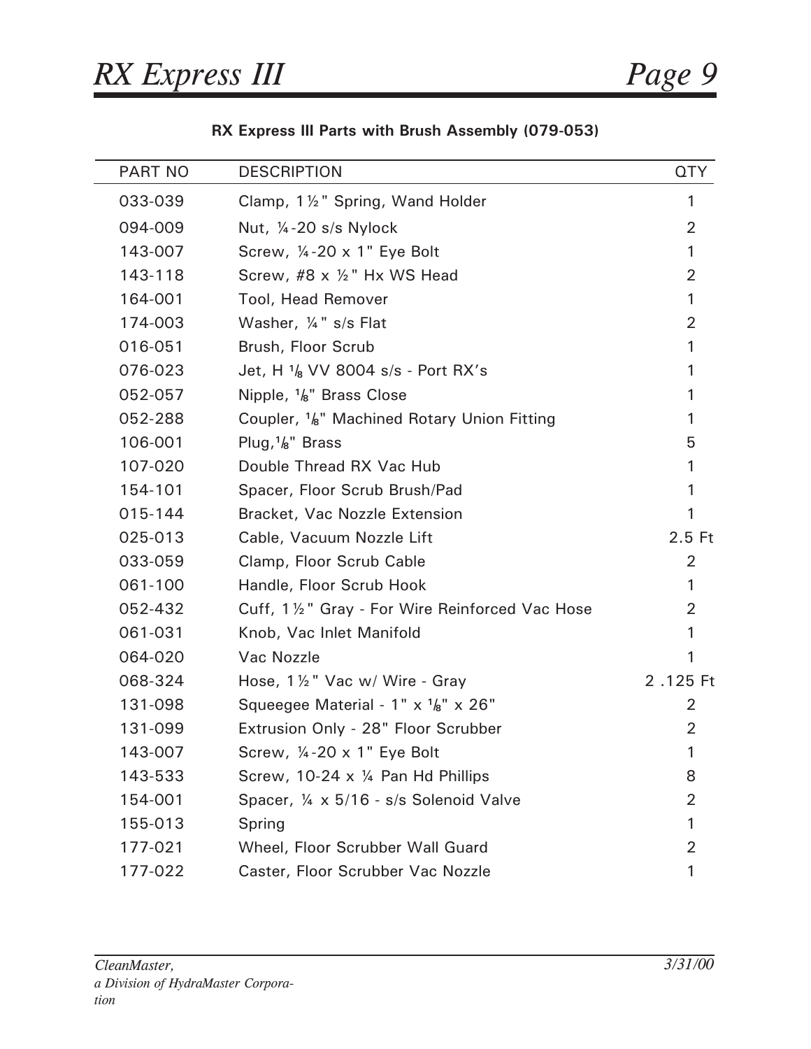**RX Express III Parts with Brush Assembly (079-053)**

| PART NO | DESCRIPTION | QTY |
|---|---|---|
| 033-039 | Clamp, 1½" Spring, Wand Holder | 1 |
| 094-009 | Nut, ¼-20 s/s Nylock | 2 |
| 143-007 | Screw, ¼-20 x 1" Eye Bolt | 1 |
| 143-118 | Screw, #8 x ½" Hx WS Head | 2 |
| 164-001 | Tool, Head Remover | 1 |
| 174-003 | Washer, ¼" s/s Flat | 2 |
| 016-051 | Brush, Floor Scrub | 1 |
| 076-023 | Jet, H ⅛ VV 8004 s/s - Port RX's | 1 |
| 052-057 | Nipple, ⅛" Brass Close | 1 |
| 052-288 | Coupler, ⅛" Machined Rotary Union Fitting | 1 |
| 106-001 | Plug,⅛" Brass | 5 |
| 107-020 | Double Thread RX Vac Hub | 1 |
| 154-101 | Spacer, Floor Scrub Brush/Pad | 1 |
| 015-144 | Bracket, Vac Nozzle Extension | 1 |
| 025-013 | Cable, Vacuum Nozzle Lift | 2.5 Ft |
| 033-059 | Clamp, Floor Scrub Cable | 2 |
| 061-100 | Handle, Floor Scrub Hook | 1 |
| 052-432 | Cuff, 1½" Gray - For Wire Reinforced Vac Hose | 2 |
| 061-031 | Knob, Vac Inlet Manifold | 1 |
| 064-020 | Vac Nozzle | 1 |
| 068-324 | Hose, 1½" Vac w/ Wire - Gray | 2 .125 Ft |
| 131-098 | Squeegee Material - 1" x ⅛" x 26" | 2 |
| 131-099 | Extrusion Only - 28" Floor Scrubber | 2 |
| 143-007 | Screw, ¼-20 x 1" Eye Bolt | 1 |
| 143-533 | Screw, 10-24 x ¼ Pan Hd Phillips | 8 |
| 154-001 | Spacer, ¼ x 5/16 - s/s Solenoid Valve | 2 |
| 155-013 | Spring | 1 |
| 177-021 | Wheel, Floor Scrubber Wall Guard | 2 |
| 177-022 | Caster, Floor Scrubber Vac Nozzle | 1 |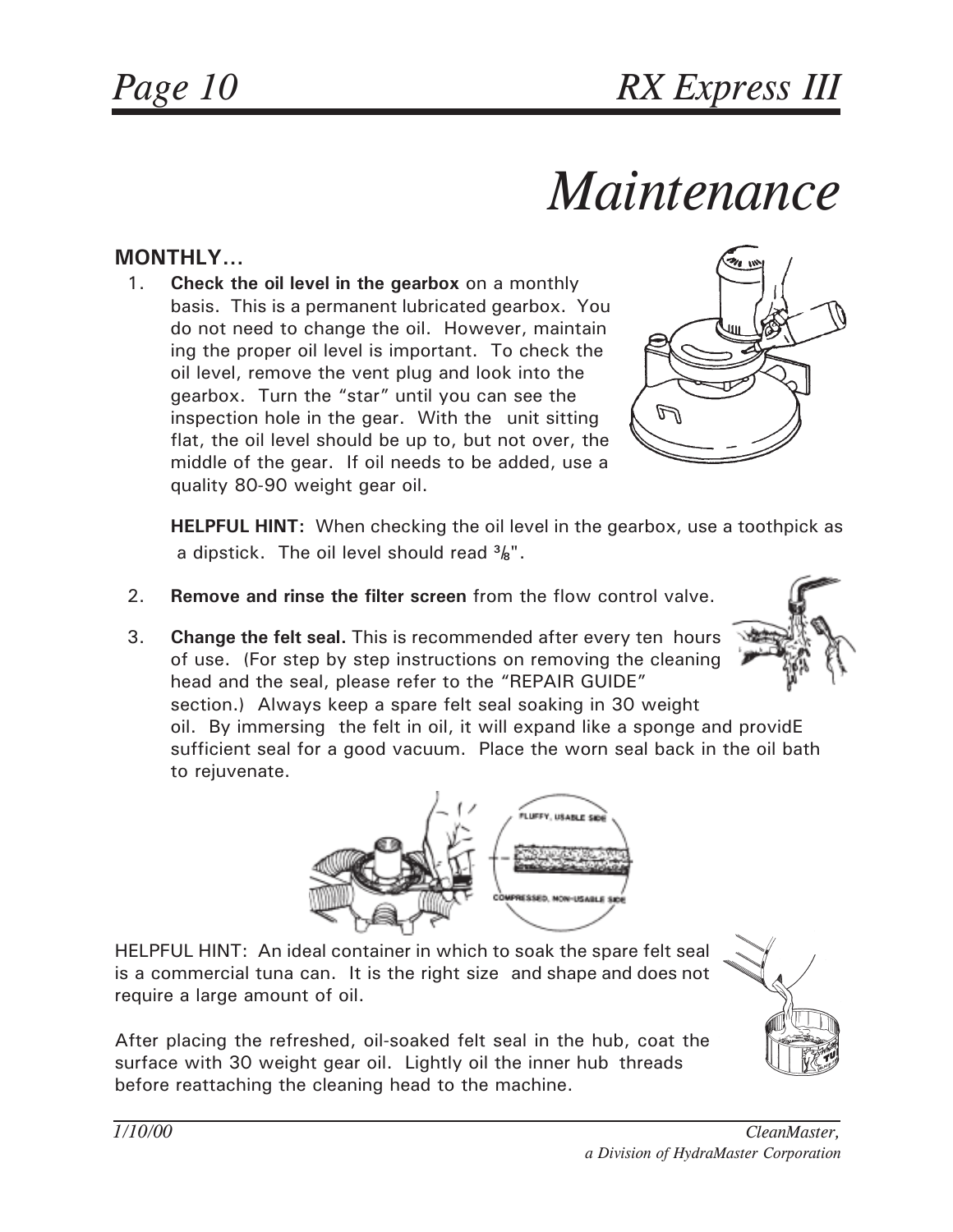# Maintenance

**MONTHLY…**

1. **Check the oil level in the gearbox** on a monthly basis. This is a permanent lubricated gearbox. You do not need to change the oil. However, maintain ing the proper oil level is important. To check the oil level, remove the vent plug and look into the gearbox. Turn the "star" until you can see the inspection hole in the gear. With the unit sitting flat, the oil level should be up to, but not over, the middle of the gear. If oil needs to be added, use a quality 80-90 weight gear oil.

   **HELPFUL HINT:** When checking the oil level in the gearbox, use a toothpick as a dipstick. The oil level should read ³⁄₈".

2. **Remove and rinse the filter screen** from the flow control valve.

3. **Change the felt seal.** This is recommended after every ten hours of use. (For step by step instructions on removing the cleaning head and the seal, please refer to the "REPAIR GUIDE" section.) Always keep a spare felt seal soaking in 30 weight oil. By immersing the felt in oil, it will expand like a sponge and providE sufficient seal for a good vacuum. Place the worn seal back in the oil bath to rejuvenate.

FLUFFY, USABLE SIDE

COMPRESSED, NON-USABLE SIDE

HELPFUL HINT: An ideal container in which to soak the spare felt seal is a commercial tuna can. It is the right size and shape and does not require a large amount of oil.

After placing the refreshed, oil-soaked felt seal in the hub, coat the surface with 30 weight gear oil. Lightly oil the inner hub threads before reattaching the cleaning head to the machine.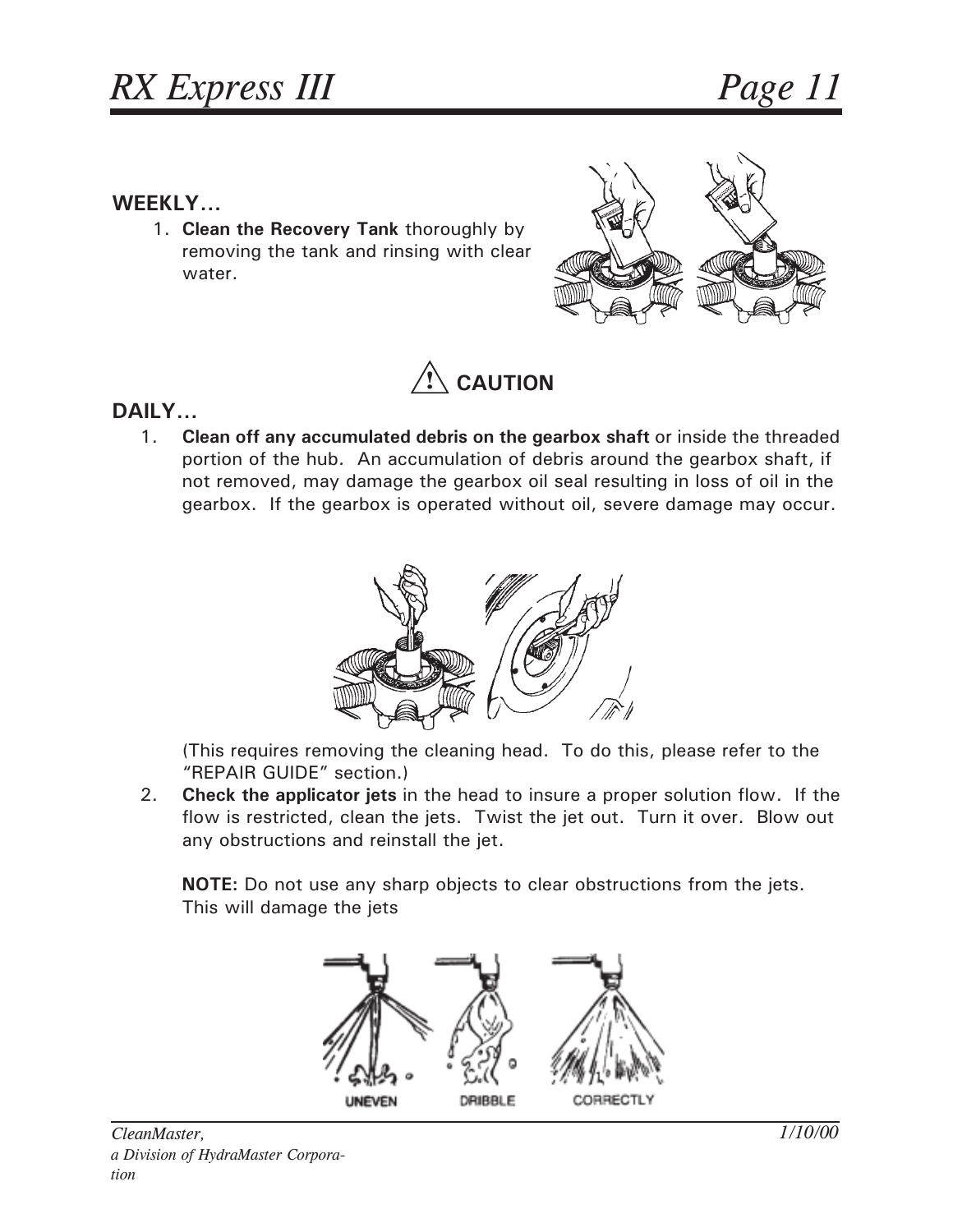**WEEKLY…**

1. **Clean the Recovery Tank** thoroughly by removing the tank and rinsing with clear water.

**⚠ CAUTION**

**DAILY…**

1. **Clean off any accumulated debris on the gearbox shaft** or inside the threaded portion of the hub. An accumulation of debris around the gearbox shaft, if not removed, may damage the gearbox oil seal resulting in loss of oil in the gearbox. If the gearbox is operated without oil, severe damage may occur.

   (This requires removing the cleaning head. To do this, please refer to the "REPAIR GUIDE" section.)

2. **Check the applicator jets** in the head to insure a proper solution flow. If the flow is restricted, clean the jets. Twist the jet out. Turn it over. Blow out any obstructions and reinstall the jet.

   **NOTE:** Do not use any sharp objects to clear obstructions from the jets. This will damage the jets

UNEVEN DRIBBLE CORRECTLY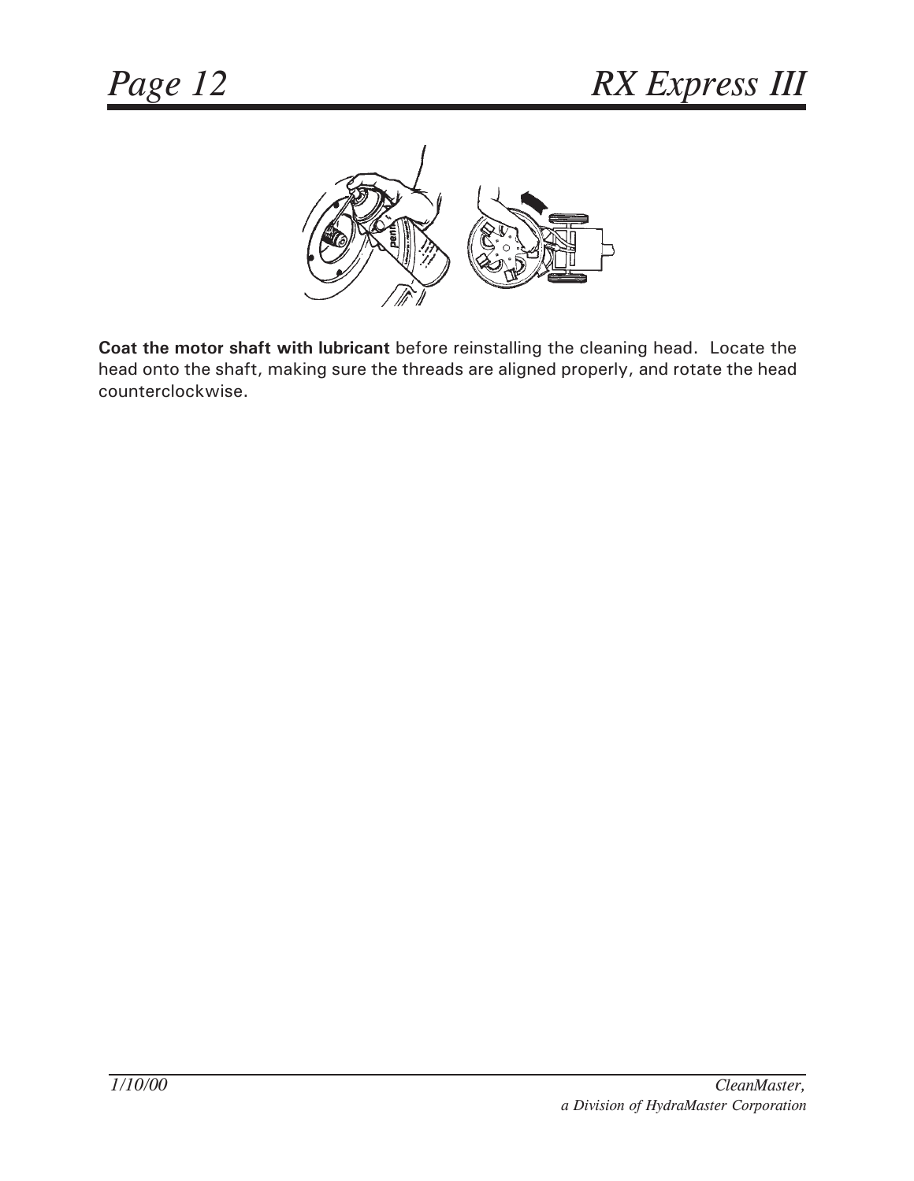**Coat the motor shaft with lubricant** before reinstalling the cleaning head.  Locate the head onto the shaft, making sure the threads are aligned properly, and rotate the head counterclockwise.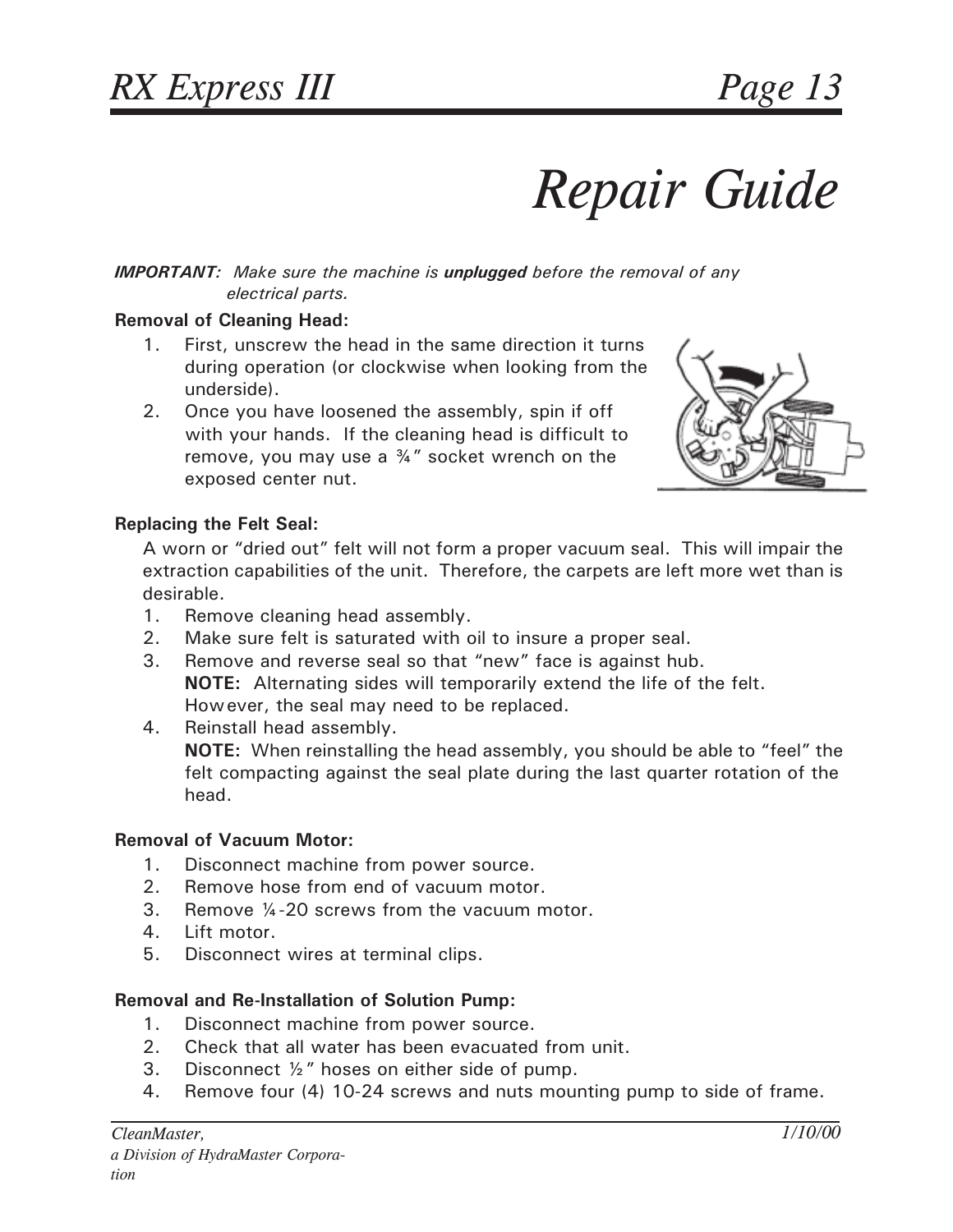# Repair Guide

***IMPORTANT:*** *Make sure the machine is **unplugged** before the removal of any electrical parts.*

**Removal of Cleaning Head:**

1. First, unscrew the head in the same direction it turns during operation (or clockwise when looking from the underside).
2. Once you have loosened the assembly, spin if off with your hands. If the cleaning head is difficult to remove, you may use a ¾" socket wrench on the exposed center nut.

**Replacing the Felt Seal:**

A worn or "dried out" felt will not form a proper vacuum seal. This will impair the extraction capabilities of the unit. Therefore, the carpets are left more wet than is desirable.

1. Remove cleaning head assembly.
2. Make sure felt is saturated with oil to insure a proper seal.
3. Remove and reverse seal so that "new" face is against hub.
   **NOTE:** Alternating sides will temporarily extend the life of the felt. However, the seal may need to be replaced.
4. Reinstall head assembly.
   **NOTE:** When reinstalling the head assembly, you should be able to "feel" the felt compacting against the seal plate during the last quarter rotation of the head.

**Removal of Vacuum Motor:**

1. Disconnect machine from power source.
2. Remove hose from end of vacuum motor.
3. Remove ¼-20 screws from the vacuum motor.
4. Lift motor.
5. Disconnect wires at terminal clips.

**Removal and Re-Installation of Solution Pump:**

1. Disconnect machine from power source.
2. Check that all water has been evacuated from unit.
3. Disconnect ½" hoses on either side of pump.
4. Remove four (4) 10-24 screws and nuts mounting pump to side of frame.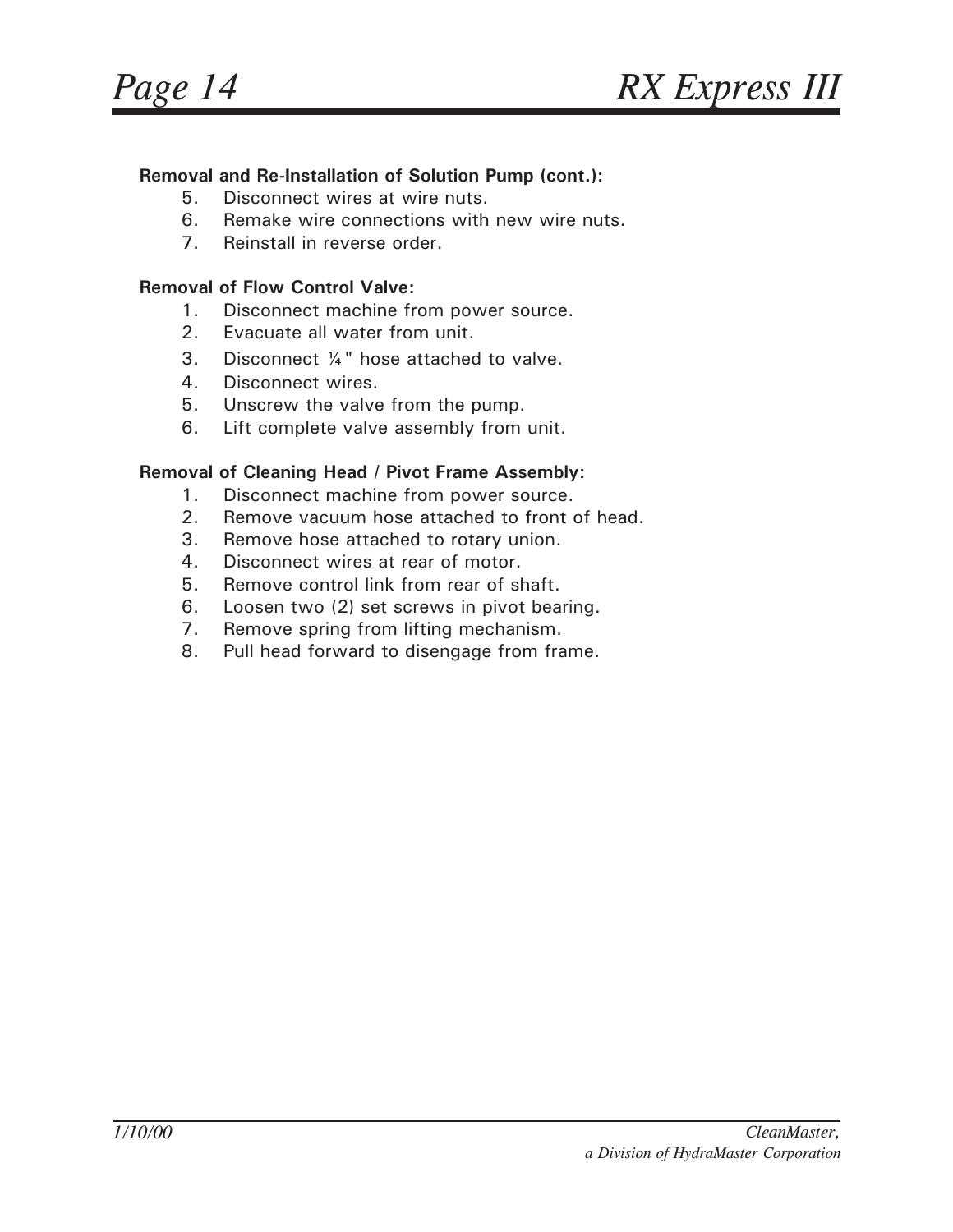**Removal and Re-Installation of Solution Pump (cont.):**

5. Disconnect wires at wire nuts.
6. Remake wire connections with new wire nuts.
7. Reinstall in reverse order.

**Removal of Flow Control Valve:**

1. Disconnect machine from power source.
2. Evacuate all water from unit.
3. Disconnect ¼" hose attached to valve.
4. Disconnect wires.
5. Unscrew the valve from the pump.
6. Lift complete valve assembly from unit.

**Removal of Cleaning Head / Pivot Frame Assembly:**

1. Disconnect machine from power source.
2. Remove vacuum hose attached to front of head.
3. Remove hose attached to rotary union.
4. Disconnect wires at rear of motor.
5. Remove control link from rear of shaft.
6. Loosen two (2) set screws in pivot bearing.
7. Remove spring from lifting mechanism.
8. Pull head forward to disengage from frame.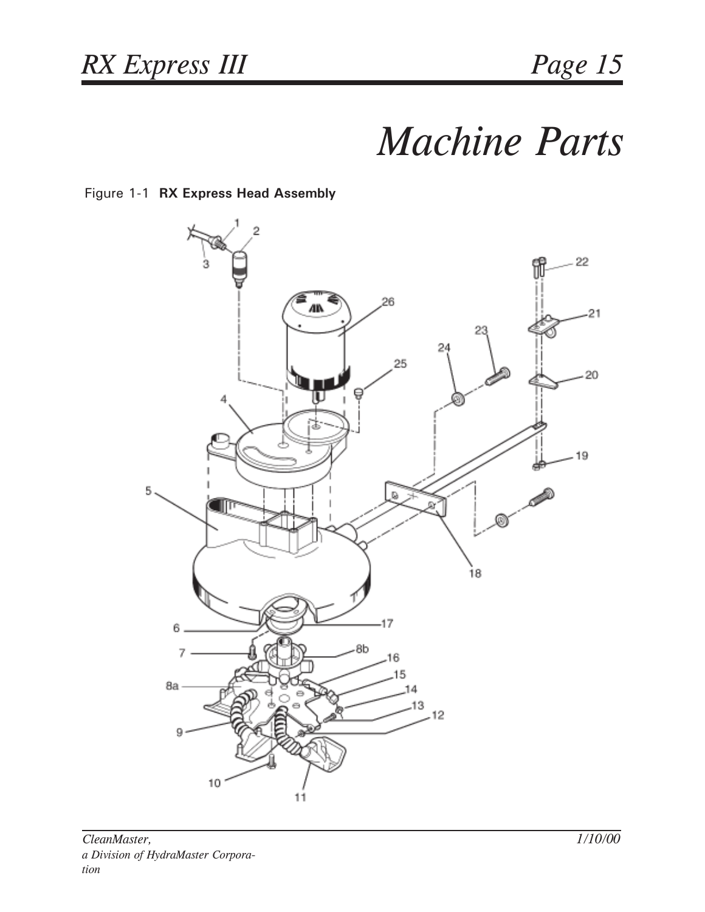# Machine Parts

Figure 1-1 **RX Express Head Assembly**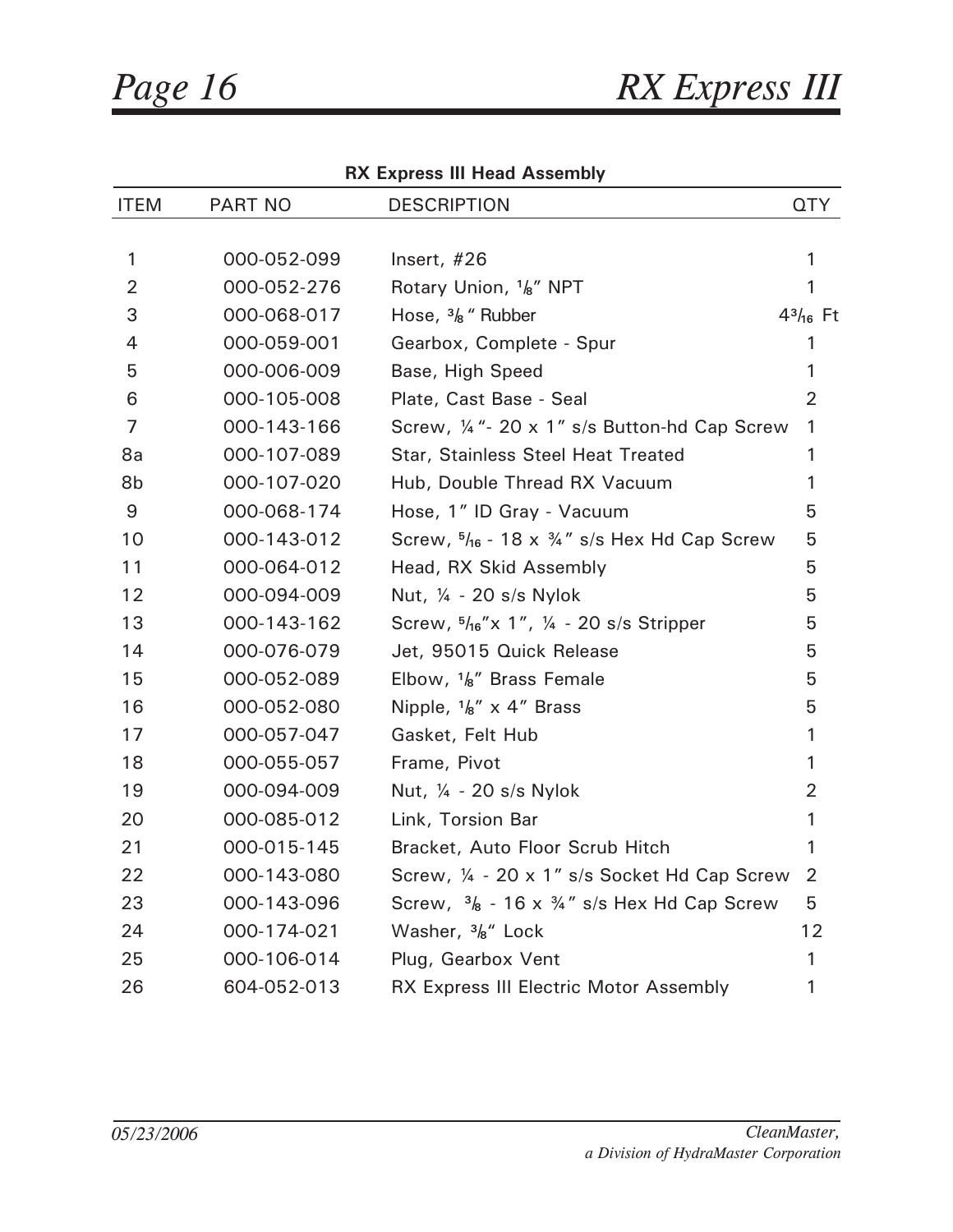## RX Express III Head Assembly

| ITEM | PART NO | DESCRIPTION | QTY |
|---|---|---|---|
| 1 | 000-052-099 | Insert, #26 | 1 |
| 2 | 000-052-276 | Rotary Union, 1/8" NPT | 1 |
| 3 | 000-068-017 | Hose, 3/8 " Rubber | 4 3/16 Ft |
| 4 | 000-059-001 | Gearbox, Complete - Spur | 1 |
| 5 | 000-006-009 | Base, High Speed | 1 |
| 6 | 000-105-008 | Plate, Cast Base - Seal | 2 |
| 7 | 000-143-166 | Screw, ¼"- 20 x 1" s/s Button-hd Cap Screw | 1 |
| 8a | 000-107-089 | Star, Stainless Steel Heat Treated | 1 |
| 8b | 000-107-020 | Hub, Double Thread RX Vacuum | 1 |
| 9 | 000-068-174 | Hose, 1" ID Gray - Vacuum | 5 |
| 10 | 000-143-012 | Screw, 5/16 - 18 x ¾" s/s Hex Hd Cap Screw | 5 |
| 11 | 000-064-012 | Head, RX Skid Assembly | 5 |
| 12 | 000-094-009 | Nut, ¼ - 20 s/s Nylok | 5 |
| 13 | 000-143-162 | Screw, 5/16"x 1", ¼ - 20 s/s Stripper | 5 |
| 14 | 000-076-079 | Jet, 95015 Quick Release | 5 |
| 15 | 000-052-089 | Elbow, 1/8" Brass Female | 5 |
| 16 | 000-052-080 | Nipple, 1/8" x 4" Brass | 5 |
| 17 | 000-057-047 | Gasket, Felt Hub | 1 |
| 18 | 000-055-057 | Frame, Pivot | 1 |
| 19 | 000-094-009 | Nut, ¼ - 20 s/s Nylok | 2 |
| 20 | 000-085-012 | Link, Torsion Bar | 1 |
| 21 | 000-015-145 | Bracket, Auto Floor Scrub Hitch | 1 |
| 22 | 000-143-080 | Screw, ¼ - 20 x 1" s/s Socket Hd Cap Screw | 2 |
| 23 | 000-143-096 | Screw, 3/8 - 16 x ¾" s/s Hex Hd Cap Screw | 5 |
| 24 | 000-174-021 | Washer, 3/8" Lock | 12 |
| 25 | 000-106-014 | Plug, Gearbox Vent | 1 |
| 26 | 604-052-013 | RX Express III Electric Motor Assembly | 1 |

*05/23/2006*

*CleanMaster, a Division of HydraMaster Corporation*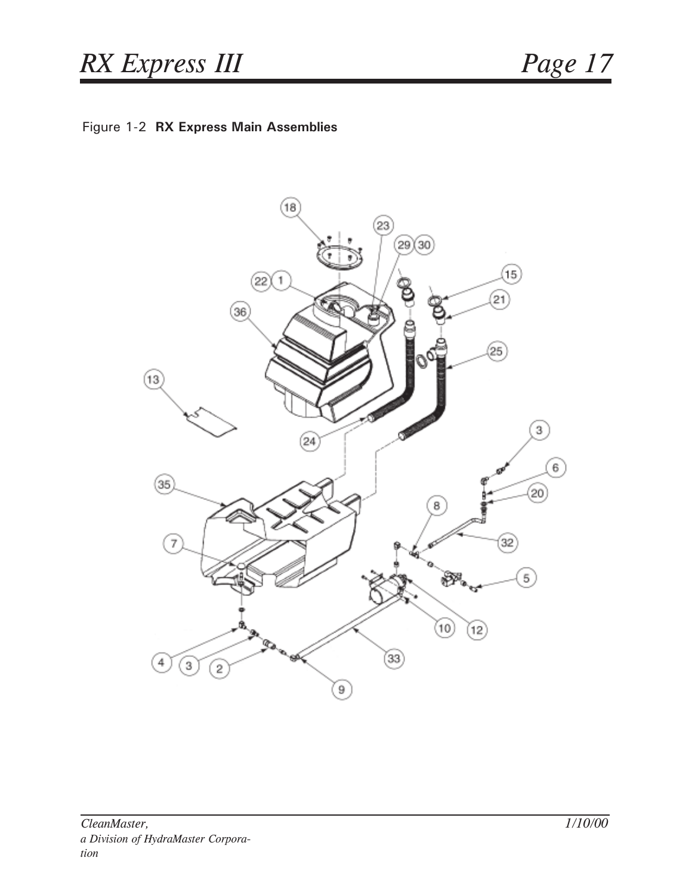Figure 1-2 **RX Express Main Assemblies**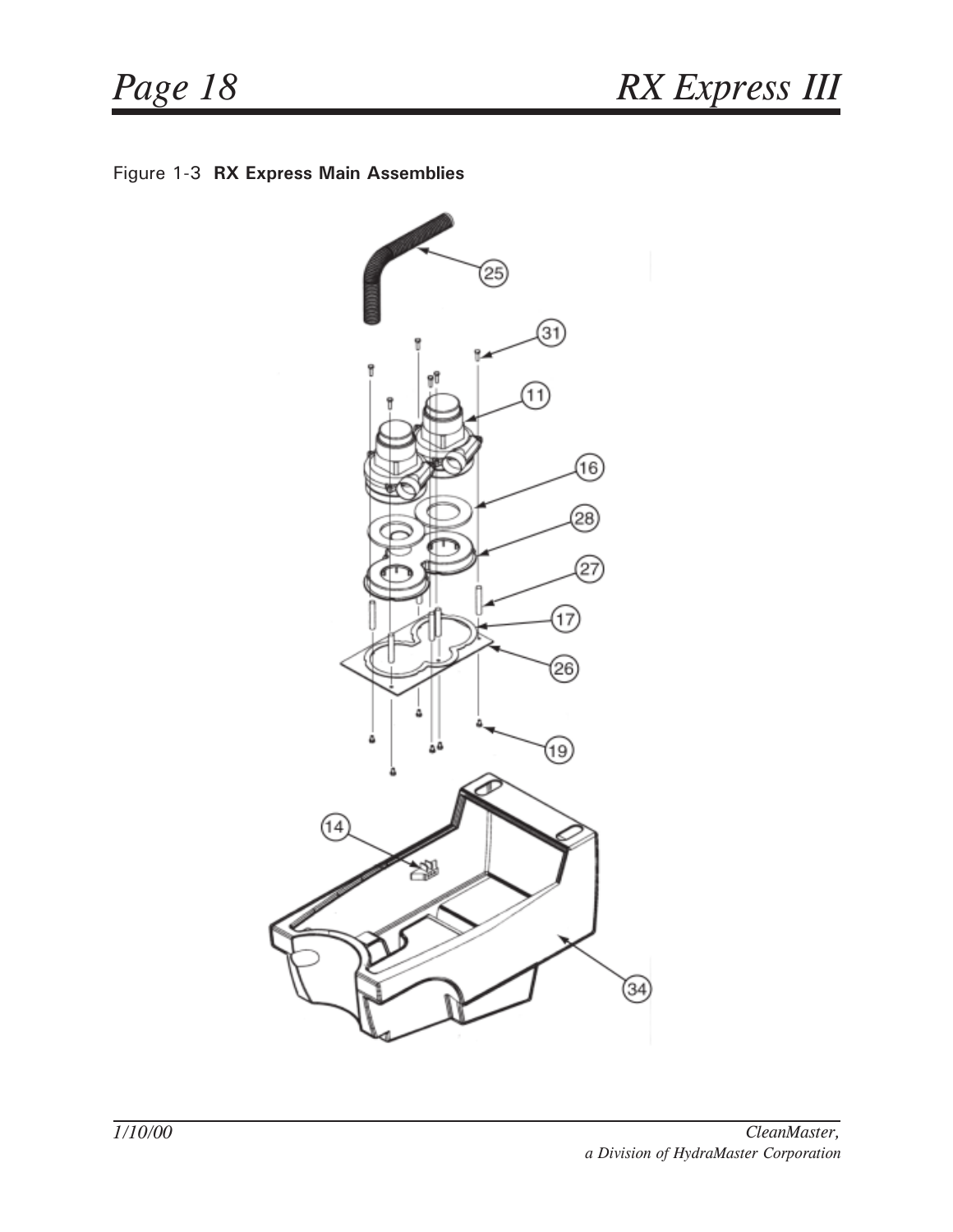Figure 1-3 **RX Express Main Assemblies**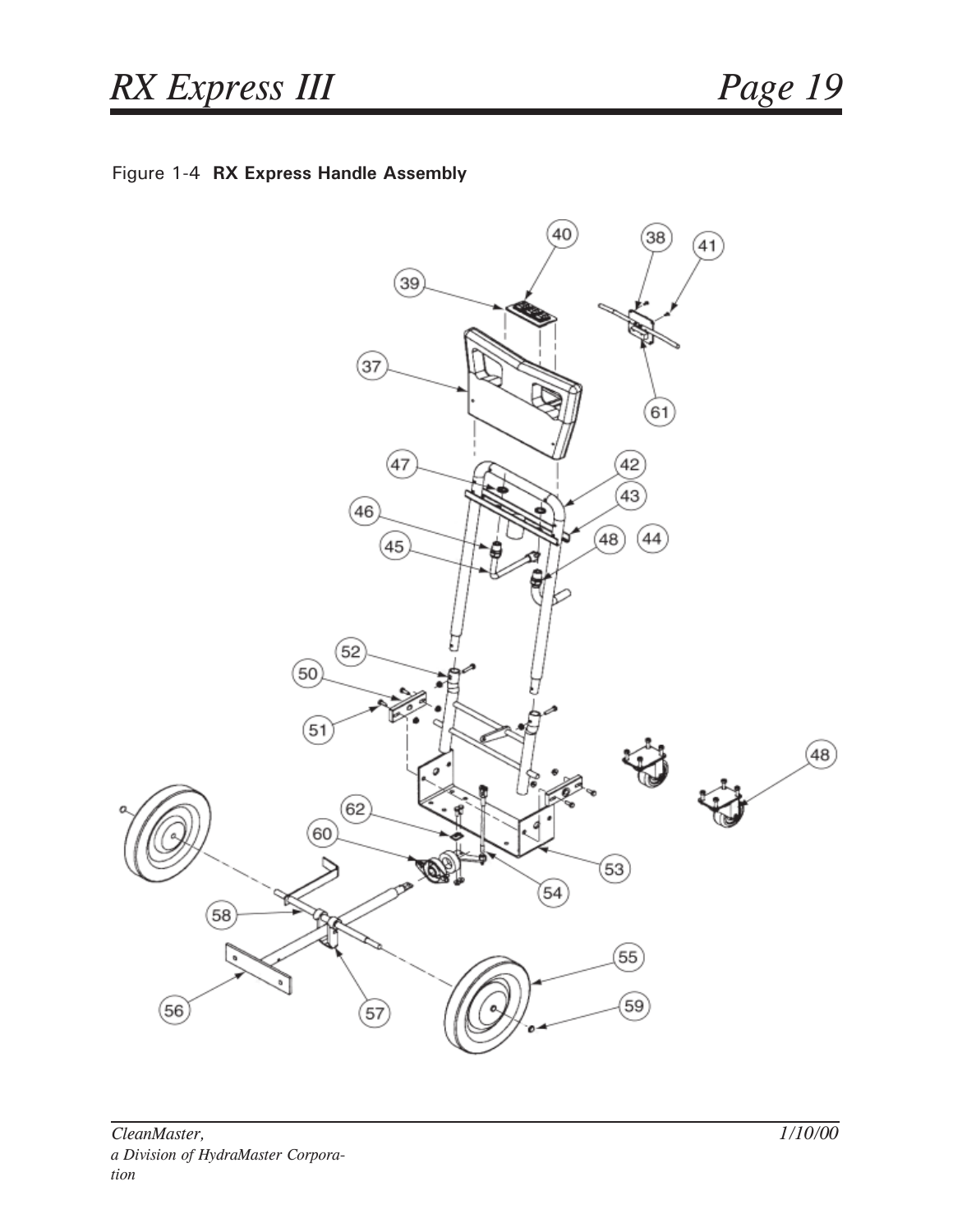Figure 1-4 **RX Express Handle Assembly**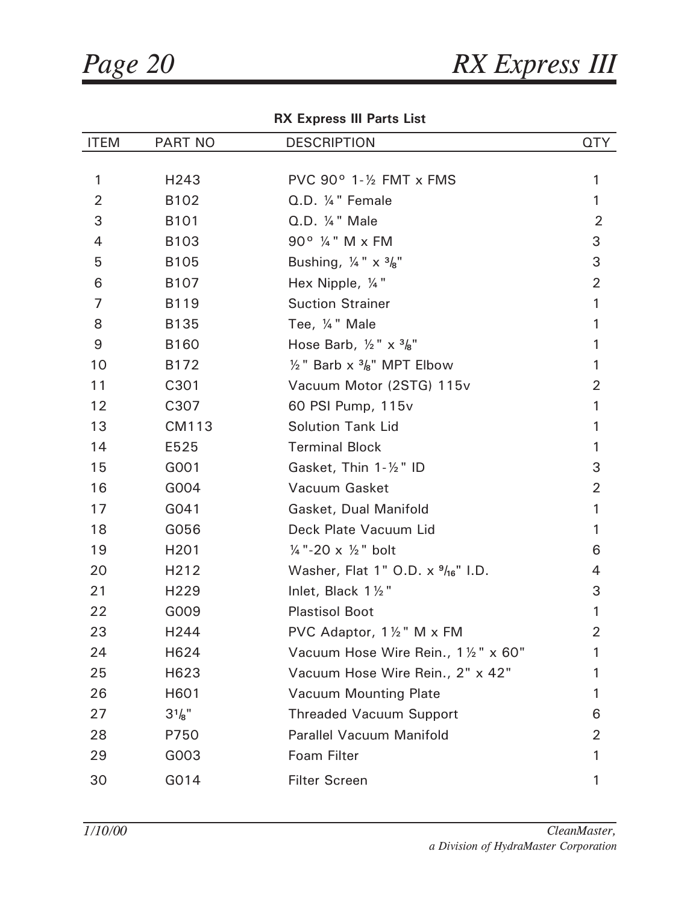**RX Express III Parts List**

| ITEM | PART NO | DESCRIPTION | QTY |
|---|---|---|---|
| 1 | H243 | PVC 90° 1-½ FMT x FMS | 1 |
| 2 | B102 | Q.D. ¼" Female | 1 |
| 3 | B101 | Q.D. ¼" Male | 2 |
| 4 | B103 | 90° ¼" M x FM | 3 |
| 5 | B105 | Bushing, ¼" x ⅜" | 3 |
| 6 | B107 | Hex Nipple, ¼" | 2 |
| 7 | B119 | Suction Strainer | 1 |
| 8 | B135 | Tee, ¼" Male | 1 |
| 9 | B160 | Hose Barb, ½" x ⅜" | 1 |
| 10 | B172 | ½" Barb x ⅜" MPT Elbow | 1 |
| 11 | C301 | Vacuum Motor (2STG) 115v | 2 |
| 12 | C307 | 60 PSI Pump, 115v | 1 |
| 13 | CM113 | Solution Tank Lid | 1 |
| 14 | E525 | Terminal Block | 1 |
| 15 | G001 | Gasket, Thin 1-½" ID | 3 |
| 16 | G004 | Vacuum Gasket | 2 |
| 17 | G041 | Gasket, Dual Manifold | 1 |
| 18 | G056 | Deck Plate Vacuum Lid | 1 |
| 19 | H201 | ¼"-20 x ½" bolt | 6 |
| 20 | H212 | Washer, Flat 1" O.D. x 9/16" I.D. | 4 |
| 21 | H229 | Inlet, Black 1½" | 3 |
| 22 | G009 | Plastisol Boot | 1 |
| 23 | H244 | PVC Adaptor, 1½" M x FM | 2 |
| 24 | H624 | Vacuum Hose Wire Rein., 1½" x 60" | 1 |
| 25 | H623 | Vacuum Hose Wire Rein., 2" x 42" | 1 |
| 26 | H601 | Vacuum Mounting Plate | 1 |
| 27 | 3⅛" | Threaded Vacuum Support | 6 |
| 28 | P750 | Parallel Vacuum Manifold | 2 |
| 29 | G003 | Foam Filter | 1 |
| 30 | G014 | Filter Screen | 1 |

*1/10/00*

*CleanMaster, a Division of HydraMaster Corporation*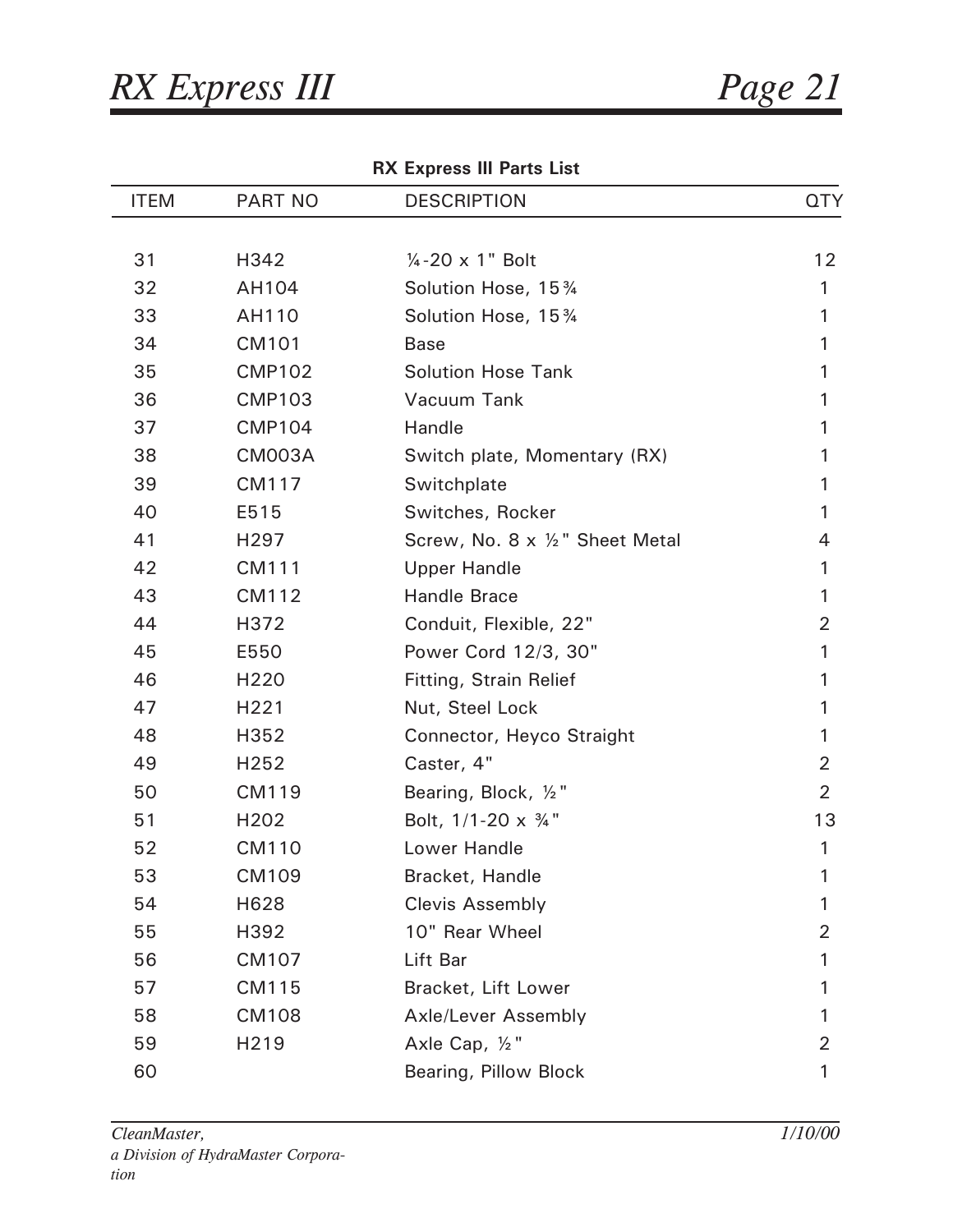**RX Express III Parts List**

| ITEM | PART NO | DESCRIPTION | QTY |
|---|---|---|---|
| 31 | H342 | ¼-20 x 1" Bolt | 12 |
| 32 | AH104 | Solution Hose, 15¾ | 1 |
| 33 | AH110 | Solution Hose, 15¾ | 1 |
| 34 | CM101 | Base | 1 |
| 35 | CMP102 | Solution Hose Tank | 1 |
| 36 | CMP103 | Vacuum Tank | 1 |
| 37 | CMP104 | Handle | 1 |
| 38 | CM003A | Switch plate, Momentary (RX) | 1 |
| 39 | CM117 | Switchplate | 1 |
| 40 | E515 | Switches, Rocker | 1 |
| 41 | H297 | Screw, No. 8 x ½" Sheet Metal | 4 |
| 42 | CM111 | Upper Handle | 1 |
| 43 | CM112 | Handle Brace | 1 |
| 44 | H372 | Conduit, Flexible, 22" | 2 |
| 45 | E550 | Power Cord 12/3, 30" | 1 |
| 46 | H220 | Fitting, Strain Relief | 1 |
| 47 | H221 | Nut, Steel Lock | 1 |
| 48 | H352 | Connector, Heyco Straight | 1 |
| 49 | H252 | Caster, 4" | 2 |
| 50 | CM119 | Bearing, Block, ½" | 2 |
| 51 | H202 | Bolt, 1/1-20 x ¾" | 13 |
| 52 | CM110 | Lower Handle | 1 |
| 53 | CM109 | Bracket, Handle | 1 |
| 54 | H628 | Clevis Assembly | 1 |
| 55 | H392 | 10" Rear Wheel | 2 |
| 56 | CM107 | Lift Bar | 1 |
| 57 | CM115 | Bracket, Lift Lower | 1 |
| 58 | CM108 | Axle/Lever Assembly | 1 |
| 59 | H219 | Axle Cap, ½" | 2 |
| 60 | | Bearing, Pillow Block | 1 |

*CleanMaster, a Division of HydraMaster Corporation*

*1/10/00*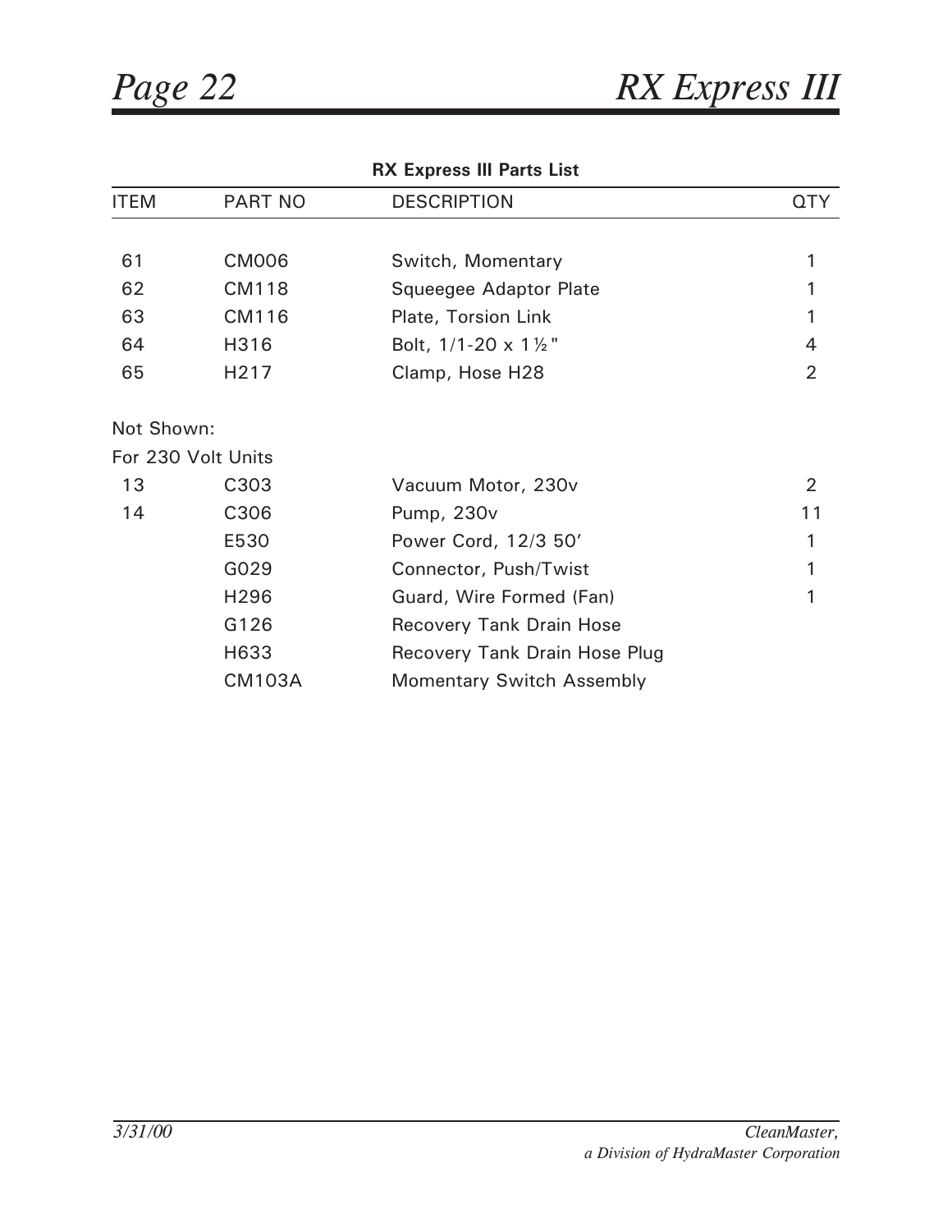**RX Express III Parts List**

| ITEM | PART NO | DESCRIPTION | QTY |
|---|---|---|---|
| 61 | CM006 | Switch, Momentary | 1 |
| 62 | CM118 | Squeegee Adaptor Plate | 1 |
| 63 | CM116 | Plate, Torsion Link | 1 |
| 64 | H316 | Bolt, 1/1-20 x 1½" | 4 |
| 65 | H217 | Clamp, Hose H28 | 2 |
| Not Shown: | | | |
| For 230 Volt Units | | | |
| 13 | C303 | Vacuum Motor, 230v | 2 |
| 14 | C306 | Pump, 230v | 11 |
| | E530 | Power Cord, 12/3 50' | 1 |
| | G029 | Connector, Push/Twist | 1 |
| | H296 | Guard, Wire Formed (Fan) | 1 |
| | G126 | Recovery Tank Drain Hose | |
| | H633 | Recovery Tank Drain Hose Plug | |
| | CM103A | Momentary Switch Assembly | |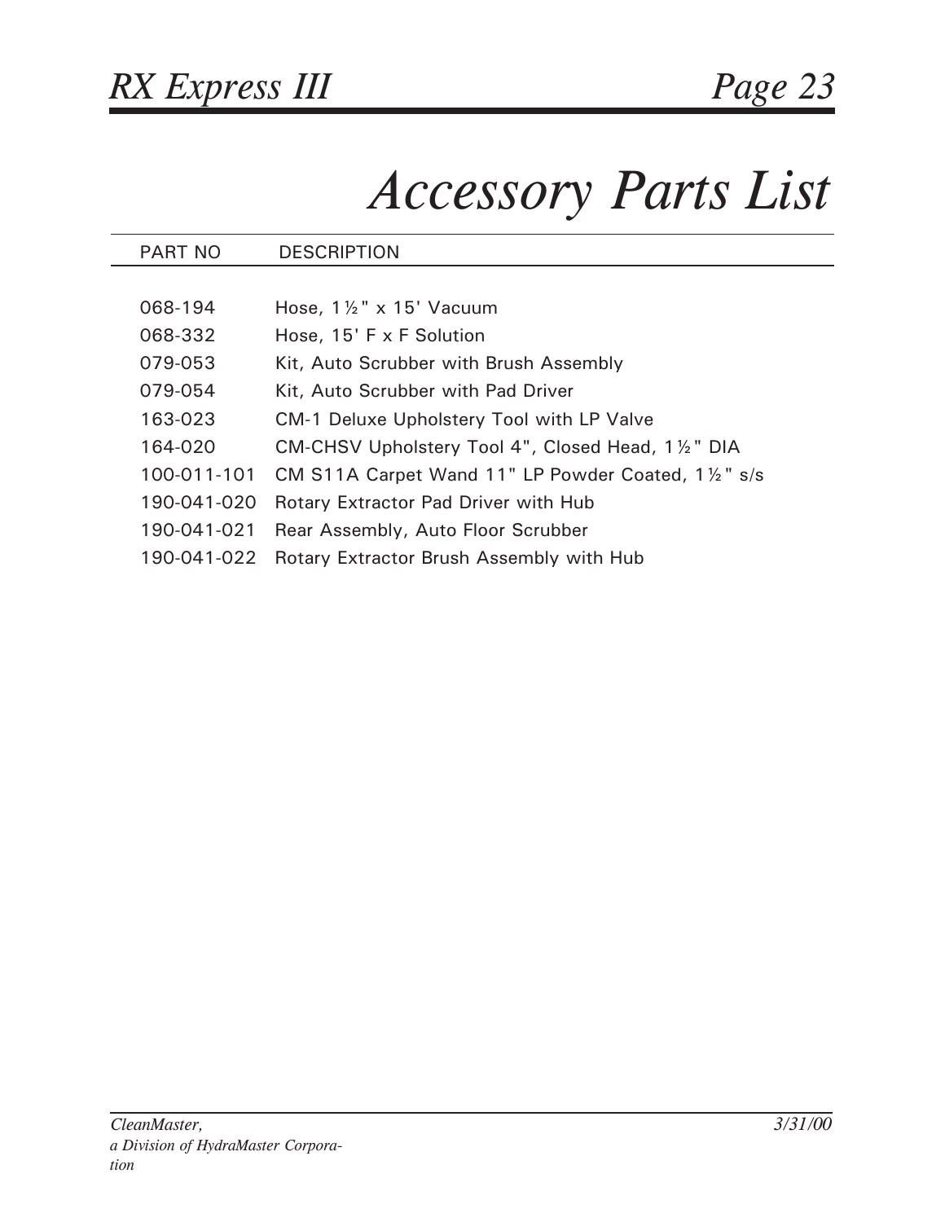# Accessory Parts List

| PART NO | DESCRIPTION |
| --- | --- |
| 068-194 | Hose, 1½" x 15' Vacuum |
| 068-332 | Hose, 15' F x F Solution |
| 079-053 | Kit, Auto Scrubber with Brush Assembly |
| 079-054 | Kit, Auto Scrubber with Pad Driver |
| 163-023 | CM-1 Deluxe Upholstery Tool with LP Valve |
| 164-020 | CM-CHSV Upholstery Tool 4", Closed Head, 1½" DIA |
| 100-011-101 | CM S11A Carpet Wand 11" LP Powder Coated, 1½" s/s |
| 190-041-020 | Rotary Extractor Pad Driver with Hub |
| 190-041-021 | Rear Assembly, Auto Floor Scrubber |
| 190-041-022 | Rotary Extractor Brush Assembly with Hub |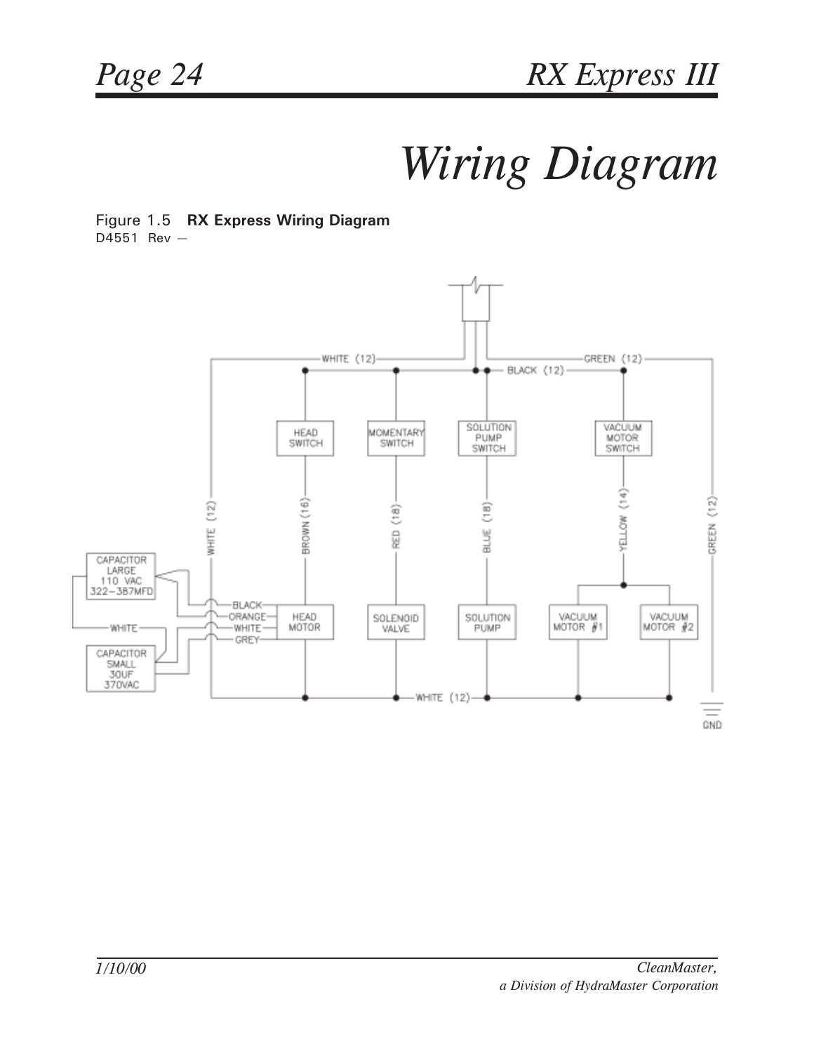# Wiring Diagram

Figure 1.5 **RX Express Wiring Diagram**
D4551 Rev —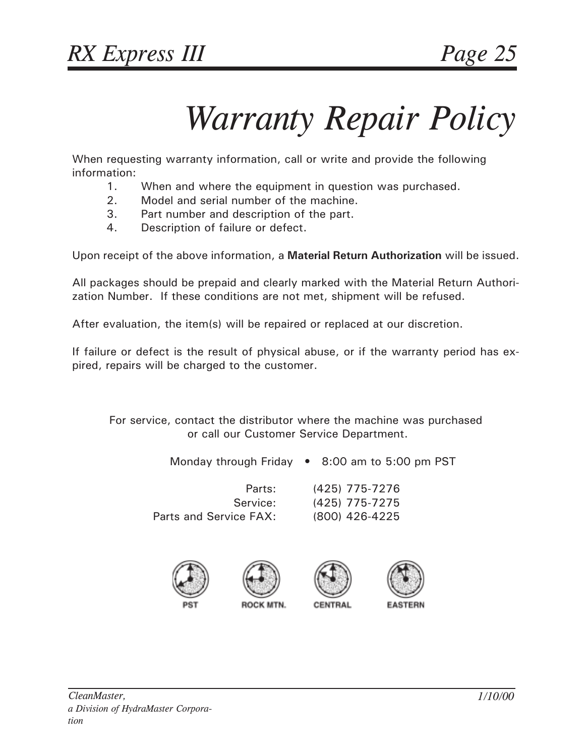# Warranty Repair Policy

When requesting warranty information, call or write and provide the following information:

1. When and where the equipment in question was purchased.
2. Model and serial number of the machine.
3. Part number and description of the part.
4. Description of failure or defect.

Upon receipt of the above information, a **Material Return Authorization** will be issued.

All packages should be prepaid and clearly marked with the Material Return Authorization Number. If these conditions are not met, shipment will be refused.

After evaluation, the item(s) will be repaired or replaced at our discretion.

If failure or defect is the result of physical abuse, or if the warranty period has expired, repairs will be charged to the customer.

For service, contact the distributor where the machine was purchased or call our Customer Service Department.

Monday through Friday • 8:00 am to 5:00 pm PST

| | |
|---|---|
| Parts: | (425) 775-7276 |
| Service: | (425) 775-7275 |
| Parts and Service FAX: | (800) 426-4225 |

PST ROCK MTN. CENTRAL EASTERN